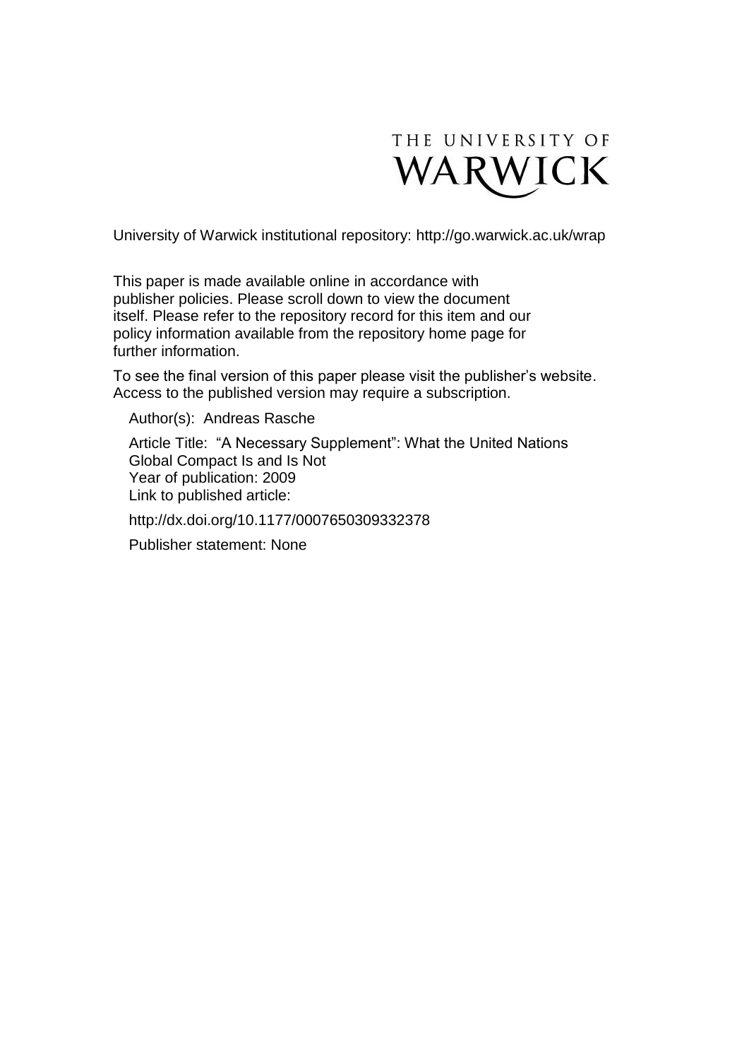THE UNIVERSITY OF WARWICK

University of Warwick institutional repository: http://go.warwick.ac.uk/wrap

This paper is made available online in accordance with publisher policies. Please scroll down to view the document itself. Please refer to the repository record for this item and our policy information available from the repository home page for further information.

To see the final version of this paper please visit the publisher's website. Access to the published version may require a subscription.

Author(s): Andreas Rasche

Article Title: "A Necessary Supplement": What the United Nations Global Compact Is and Is Not

Year of publication: 2009

Link to published article:

http://dx.doi.org/10.1177/0007650309332378

Publisher statement: None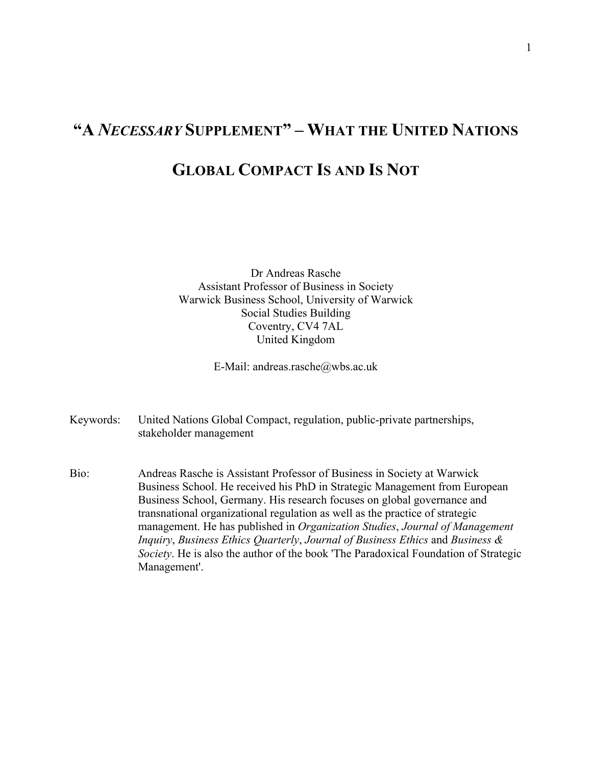# "A *NECESSARY* SUPPLEMENT" – WHAT THE UNITED NATIONS GLOBAL COMPACT IS AND IS NOT

Dr Andreas Rasche
Assistant Professor of Business in Society
Warwick Business School, University of Warwick
Social Studies Building
Coventry, CV4 7AL
United Kingdom

E-Mail: andreas.rasche@wbs.ac.uk

Keywords: United Nations Global Compact, regulation, public-private partnerships, stakeholder management

Bio: Andreas Rasche is Assistant Professor of Business in Society at Warwick Business School. He received his PhD in Strategic Management from European Business School, Germany. His research focuses on global governance and transnational organizational regulation as well as the practice of strategic management. He has published in *Organization Studies*, *Journal of Management Inquiry*, *Business Ethics Quarterly*, *Journal of Business Ethics* and *Business & Society*. He is also the author of the book 'The Paradoxical Foundation of Strategic Management'.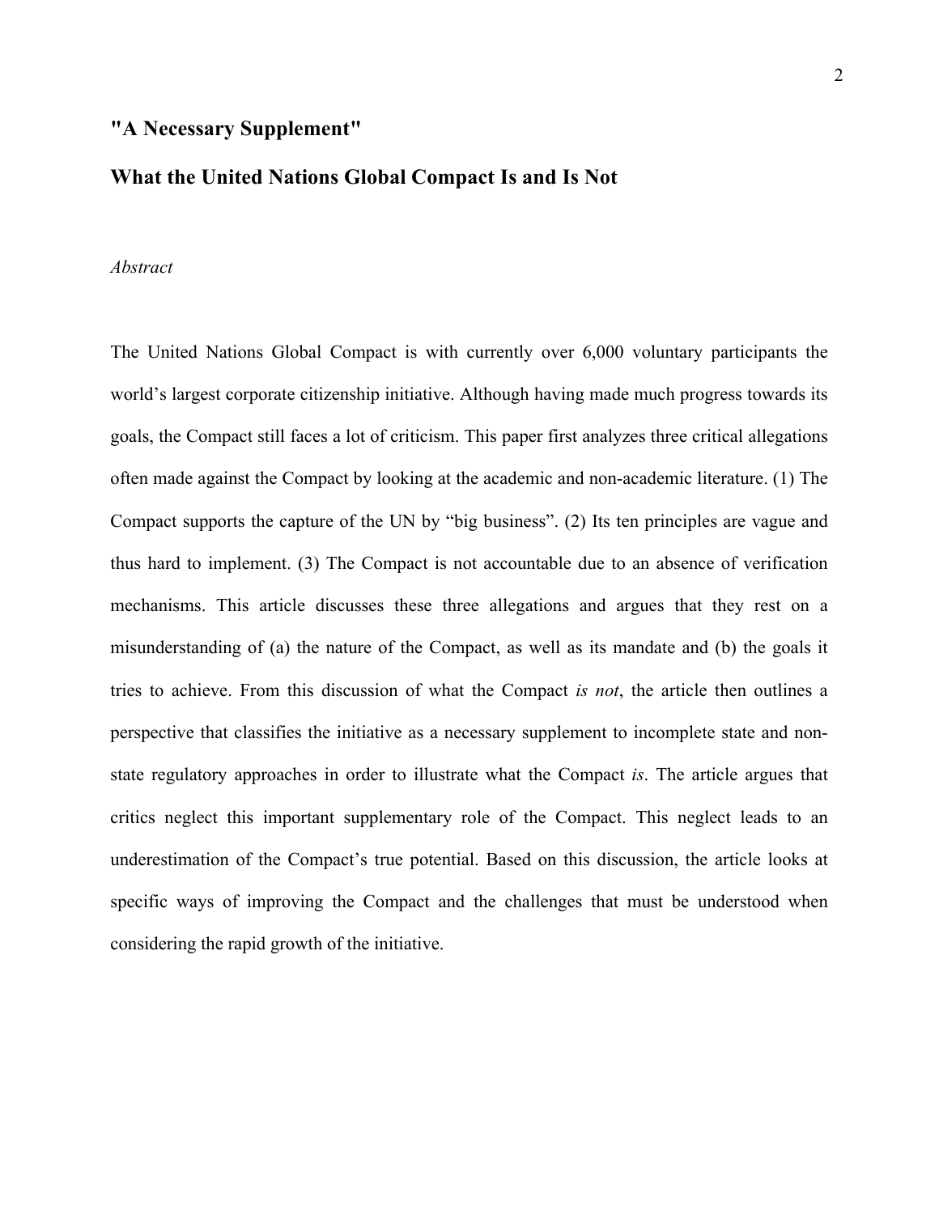## "A Necessary Supplement"

## What the United Nations Global Compact Is and Is Not

*Abstract*

The United Nations Global Compact is with currently over 6,000 voluntary participants the world's largest corporate citizenship initiative. Although having made much progress towards its goals, the Compact still faces a lot of criticism. This paper first analyzes three critical allegations often made against the Compact by looking at the academic and non-academic literature. (1) The Compact supports the capture of the UN by "big business". (2) Its ten principles are vague and thus hard to implement. (3) The Compact is not accountable due to an absence of verification mechanisms. This article discusses these three allegations and argues that they rest on a misunderstanding of (a) the nature of the Compact, as well as its mandate and (b) the goals it tries to achieve. From this discussion of what the Compact *is not*, the article then outlines a perspective that classifies the initiative as a necessary supplement to incomplete state and non-state regulatory approaches in order to illustrate what the Compact *is*. The article argues that critics neglect this important supplementary role of the Compact. This neglect leads to an underestimation of the Compact's true potential. Based on this discussion, the article looks at specific ways of improving the Compact and the challenges that must be understood when considering the rapid growth of the initiative.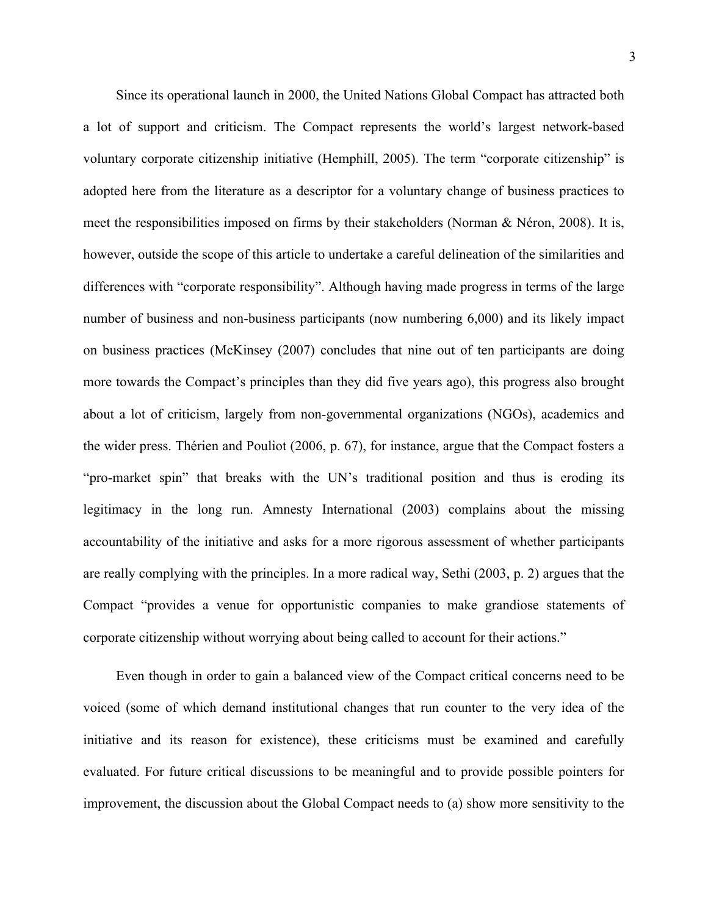Since its operational launch in 2000, the United Nations Global Compact has attracted both a lot of support and criticism. The Compact represents the world's largest network-based voluntary corporate citizenship initiative (Hemphill, 2005). The term "corporate citizenship" is adopted here from the literature as a descriptor for a voluntary change of business practices to meet the responsibilities imposed on firms by their stakeholders (Norman & Néron, 2008). It is, however, outside the scope of this article to undertake a careful delineation of the similarities and differences with "corporate responsibility". Although having made progress in terms of the large number of business and non-business participants (now numbering 6,000) and its likely impact on business practices (McKinsey (2007) concludes that nine out of ten participants are doing more towards the Compact's principles than they did five years ago), this progress also brought about a lot of criticism, largely from non-governmental organizations (NGOs), academics and the wider press. Thérien and Pouliot (2006, p. 67), for instance, argue that the Compact fosters a "pro-market spin" that breaks with the UN's traditional position and thus is eroding its legitimacy in the long run. Amnesty International (2003) complains about the missing accountability of the initiative and asks for a more rigorous assessment of whether participants are really complying with the principles. In a more radical way, Sethi (2003, p. 2) argues that the Compact "provides a venue for opportunistic companies to make grandiose statements of corporate citizenship without worrying about being called to account for their actions."

Even though in order to gain a balanced view of the Compact critical concerns need to be voiced (some of which demand institutional changes that run counter to the very idea of the initiative and its reason for existence), these criticisms must be examined and carefully evaluated. For future critical discussions to be meaningful and to provide possible pointers for improvement, the discussion about the Global Compact needs to (a) show more sensitivity to the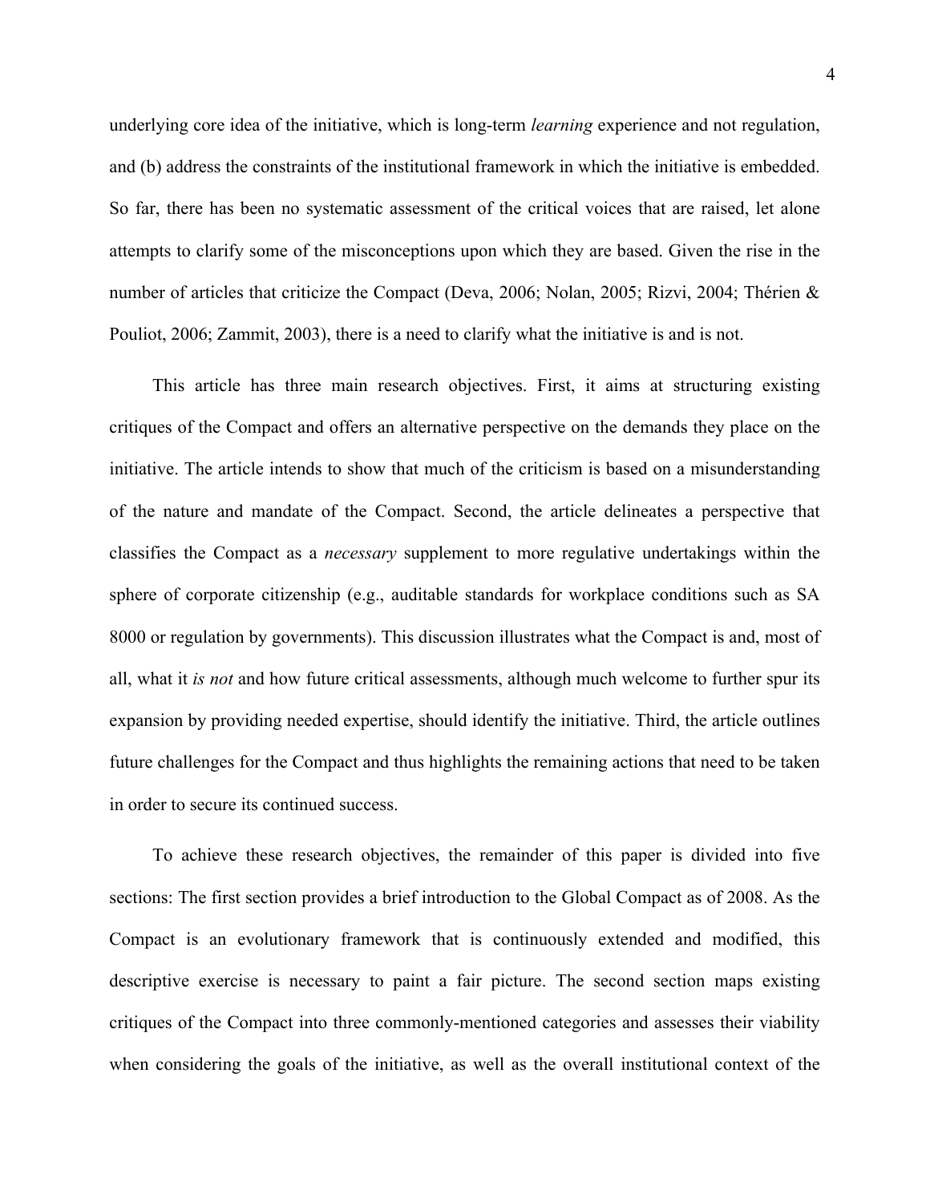underlying core idea of the initiative, which is long-term *learning* experience and not regulation, and (b) address the constraints of the institutional framework in which the initiative is embedded. So far, there has been no systematic assessment of the critical voices that are raised, let alone attempts to clarify some of the misconceptions upon which they are based. Given the rise in the number of articles that criticize the Compact (Deva, 2006; Nolan, 2005; Rizvi, 2004; Thérien & Pouliot, 2006; Zammit, 2003), there is a need to clarify what the initiative is and is not.

This article has three main research objectives. First, it aims at structuring existing critiques of the Compact and offers an alternative perspective on the demands they place on the initiative. The article intends to show that much of the criticism is based on a misunderstanding of the nature and mandate of the Compact. Second, the article delineates a perspective that classifies the Compact as a *necessary* supplement to more regulative undertakings within the sphere of corporate citizenship (e.g., auditable standards for workplace conditions such as SA 8000 or regulation by governments). This discussion illustrates what the Compact is and, most of all, what it *is not* and how future critical assessments, although much welcome to further spur its expansion by providing needed expertise, should identify the initiative. Third, the article outlines future challenges for the Compact and thus highlights the remaining actions that need to be taken in order to secure its continued success.

To achieve these research objectives, the remainder of this paper is divided into five sections: The first section provides a brief introduction to the Global Compact as of 2008. As the Compact is an evolutionary framework that is continuously extended and modified, this descriptive exercise is necessary to paint a fair picture. The second section maps existing critiques of the Compact into three commonly-mentioned categories and assesses their viability when considering the goals of the initiative, as well as the overall institutional context of the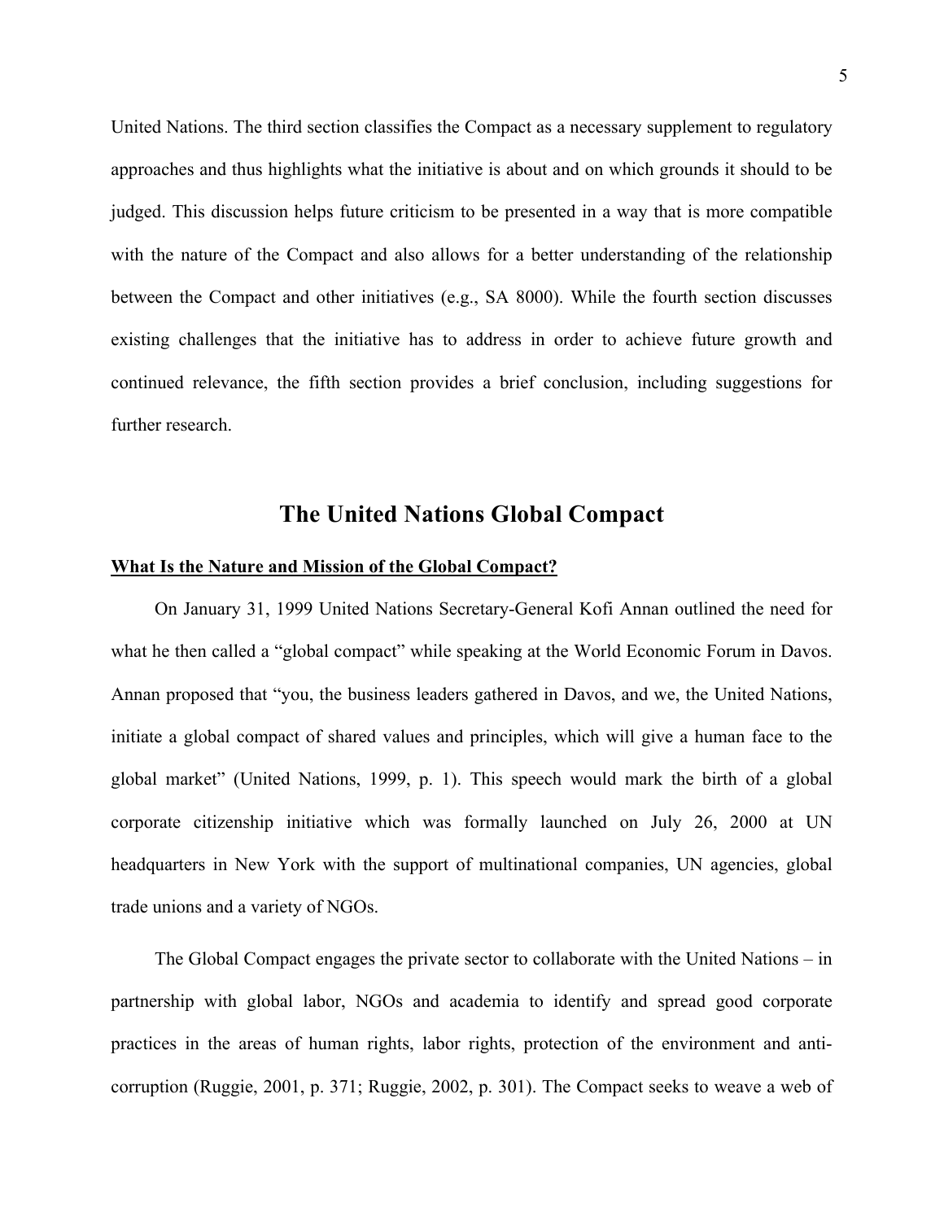United Nations. The third section classifies the Compact as a necessary supplement to regulatory approaches and thus highlights what the initiative is about and on which grounds it should to be judged. This discussion helps future criticism to be presented in a way that is more compatible with the nature of the Compact and also allows for a better understanding of the relationship between the Compact and other initiatives (e.g., SA 8000). While the fourth section discusses existing challenges that the initiative has to address in order to achieve future growth and continued relevance, the fifth section provides a brief conclusion, including suggestions for further research.

# The United Nations Global Compact

## What Is the Nature and Mission of the Global Compact?

On January 31, 1999 United Nations Secretary-General Kofi Annan outlined the need for what he then called a "global compact" while speaking at the World Economic Forum in Davos. Annan proposed that "you, the business leaders gathered in Davos, and we, the United Nations, initiate a global compact of shared values and principles, which will give a human face to the global market" (United Nations, 1999, p. 1). This speech would mark the birth of a global corporate citizenship initiative which was formally launched on July 26, 2000 at UN headquarters in New York with the support of multinational companies, UN agencies, global trade unions and a variety of NGOs.

The Global Compact engages the private sector to collaborate with the United Nations – in partnership with global labor, NGOs and academia to identify and spread good corporate practices in the areas of human rights, labor rights, protection of the environment and anti-corruption (Ruggie, 2001, p. 371; Ruggie, 2002, p. 301). The Compact seeks to weave a web of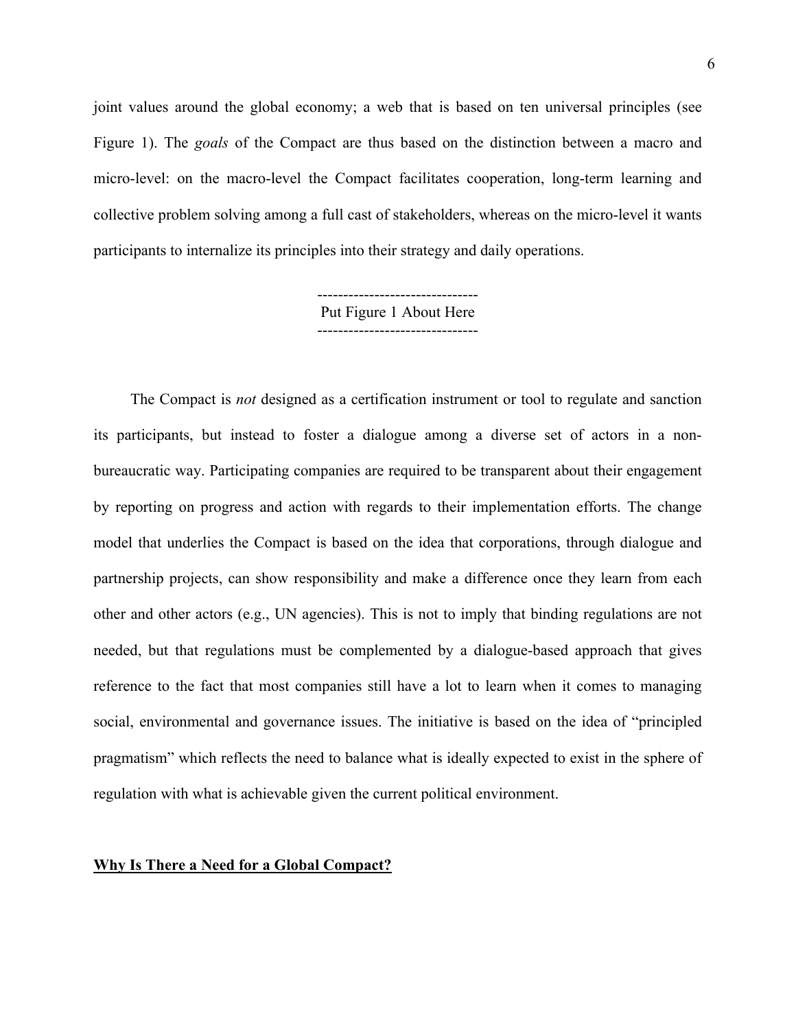joint values around the global economy; a web that is based on ten universal principles (see Figure 1). The *goals* of the Compact are thus based on the distinction between a macro and micro-level: on the macro-level the Compact facilitates cooperation, long-term learning and collective problem solving among a full cast of stakeholders, whereas on the micro-level it wants participants to internalize its principles into their strategy and daily operations.

-------------------------------
Put Figure 1 About Here
-------------------------------

The Compact is *not* designed as a certification instrument or tool to regulate and sanction its participants, but instead to foster a dialogue among a diverse set of actors in a non-bureaucratic way. Participating companies are required to be transparent about their engagement by reporting on progress and action with regards to their implementation efforts. The change model that underlies the Compact is based on the idea that corporations, through dialogue and partnership projects, can show responsibility and make a difference once they learn from each other and other actors (e.g., UN agencies). This is not to imply that binding regulations are not needed, but that regulations must be complemented by a dialogue-based approach that gives reference to the fact that most companies still have a lot to learn when it comes to managing social, environmental and governance issues. The initiative is based on the idea of "principled pragmatism" which reflects the need to balance what is ideally expected to exist in the sphere of regulation with what is achievable given the current political environment.

## Why Is There a Need for a Global Compact?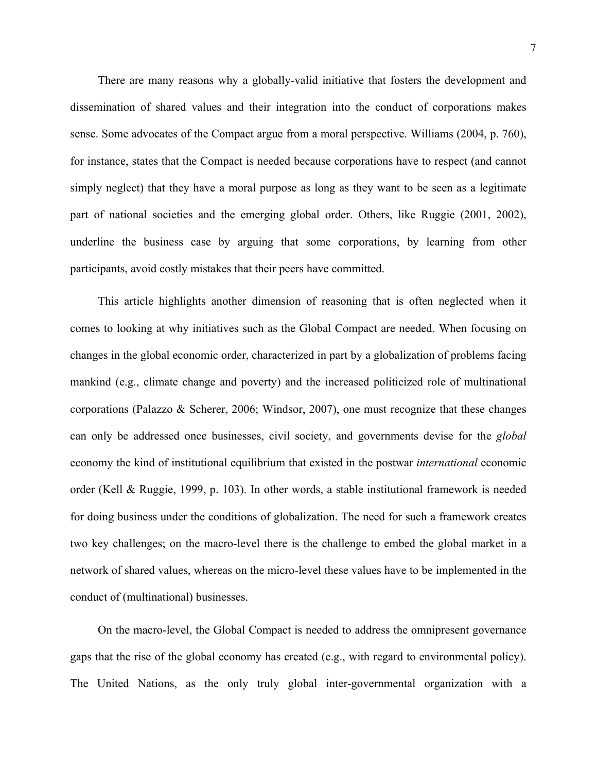There are many reasons why a globally-valid initiative that fosters the development and dissemination of shared values and their integration into the conduct of corporations makes sense. Some advocates of the Compact argue from a moral perspective. Williams (2004, p. 760), for instance, states that the Compact is needed because corporations have to respect (and cannot simply neglect) that they have a moral purpose as long as they want to be seen as a legitimate part of national societies and the emerging global order. Others, like Ruggie (2001, 2002), underline the business case by arguing that some corporations, by learning from other participants, avoid costly mistakes that their peers have committed.

This article highlights another dimension of reasoning that is often neglected when it comes to looking at why initiatives such as the Global Compact are needed. When focusing on changes in the global economic order, characterized in part by a globalization of problems facing mankind (e.g., climate change and poverty) and the increased politicized role of multinational corporations (Palazzo & Scherer, 2006; Windsor, 2007), one must recognize that these changes can only be addressed once businesses, civil society, and governments devise for the *global* economy the kind of institutional equilibrium that existed in the postwar *international* economic order (Kell & Ruggie, 1999, p. 103). In other words, a stable institutional framework is needed for doing business under the conditions of globalization. The need for such a framework creates two key challenges; on the macro-level there is the challenge to embed the global market in a network of shared values, whereas on the micro-level these values have to be implemented in the conduct of (multinational) businesses.

On the macro-level, the Global Compact is needed to address the omnipresent governance gaps that the rise of the global economy has created (e.g., with regard to environmental policy). The United Nations, as the only truly global inter-governmental organization with a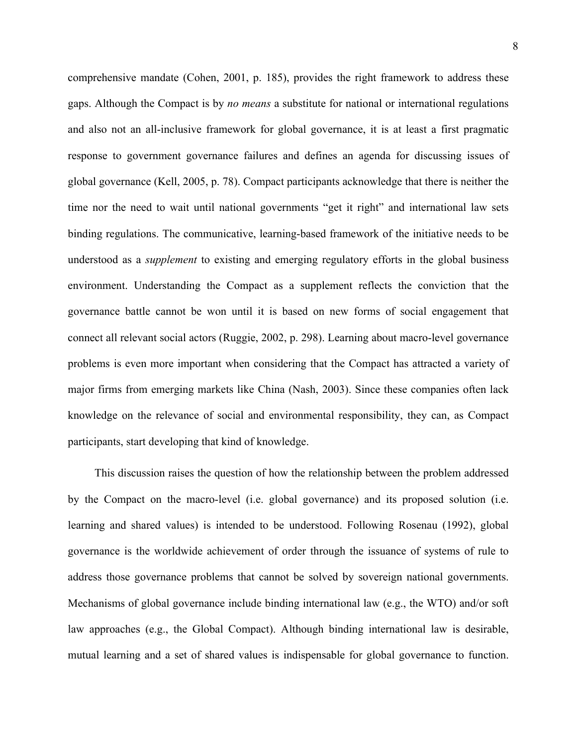comprehensive mandate (Cohen, 2001, p. 185), provides the right framework to address these gaps. Although the Compact is by *no means* a substitute for national or international regulations and also not an all-inclusive framework for global governance, it is at least a first pragmatic response to government governance failures and defines an agenda for discussing issues of global governance (Kell, 2005, p. 78). Compact participants acknowledge that there is neither the time nor the need to wait until national governments "get it right" and international law sets binding regulations. The communicative, learning-based framework of the initiative needs to be understood as a *supplement* to existing and emerging regulatory efforts in the global business environment. Understanding the Compact as a supplement reflects the conviction that the governance battle cannot be won until it is based on new forms of social engagement that connect all relevant social actors (Ruggie, 2002, p. 298). Learning about macro-level governance problems is even more important when considering that the Compact has attracted a variety of major firms from emerging markets like China (Nash, 2003). Since these companies often lack knowledge on the relevance of social and environmental responsibility, they can, as Compact participants, start developing that kind of knowledge.

This discussion raises the question of how the relationship between the problem addressed by the Compact on the macro-level (i.e. global governance) and its proposed solution (i.e. learning and shared values) is intended to be understood. Following Rosenau (1992), global governance is the worldwide achievement of order through the issuance of systems of rule to address those governance problems that cannot be solved by sovereign national governments. Mechanisms of global governance include binding international law (e.g., the WTO) and/or soft law approaches (e.g., the Global Compact). Although binding international law is desirable, mutual learning and a set of shared values is indispensable for global governance to function.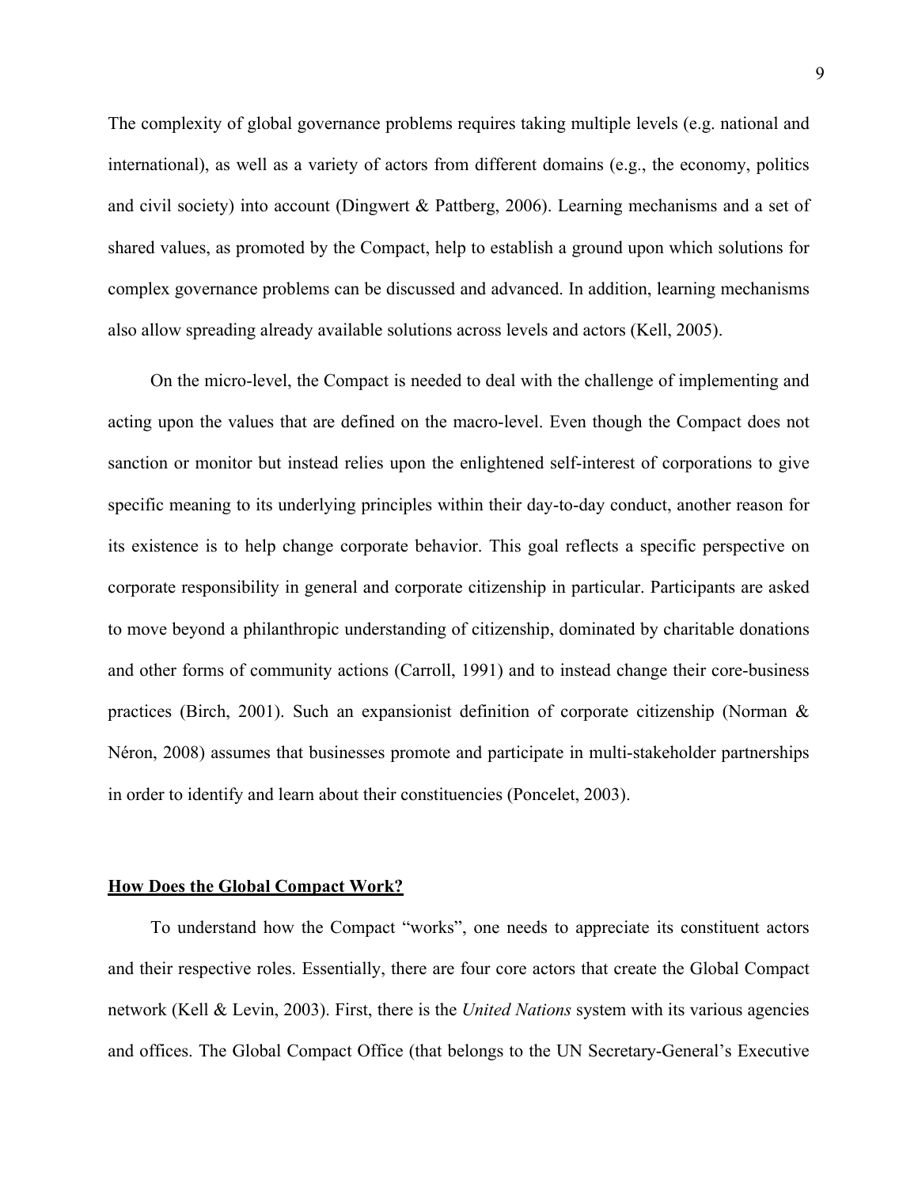The complexity of global governance problems requires taking multiple levels (e.g. national and international), as well as a variety of actors from different domains (e.g., the economy, politics and civil society) into account (Dingwert & Pattberg, 2006). Learning mechanisms and a set of shared values, as promoted by the Compact, help to establish a ground upon which solutions for complex governance problems can be discussed and advanced. In addition, learning mechanisms also allow spreading already available solutions across levels and actors (Kell, 2005).

On the micro-level, the Compact is needed to deal with the challenge of implementing and acting upon the values that are defined on the macro-level. Even though the Compact does not sanction or monitor but instead relies upon the enlightened self-interest of corporations to give specific meaning to its underlying principles within their day-to-day conduct, another reason for its existence is to help change corporate behavior. This goal reflects a specific perspective on corporate responsibility in general and corporate citizenship in particular. Participants are asked to move beyond a philanthropic understanding of citizenship, dominated by charitable donations and other forms of community actions (Carroll, 1991) and to instead change their core-business practices (Birch, 2001). Such an expansionist definition of corporate citizenship (Norman & Néron, 2008) assumes that businesses promote and participate in multi-stakeholder partnerships in order to identify and learn about their constituencies (Poncelet, 2003).

## How Does the Global Compact Work?

To understand how the Compact "works", one needs to appreciate its constituent actors and their respective roles. Essentially, there are four core actors that create the Global Compact network (Kell & Levin, 2003). First, there is the *United Nations* system with its various agencies and offices. The Global Compact Office (that belongs to the UN Secretary-General's Executive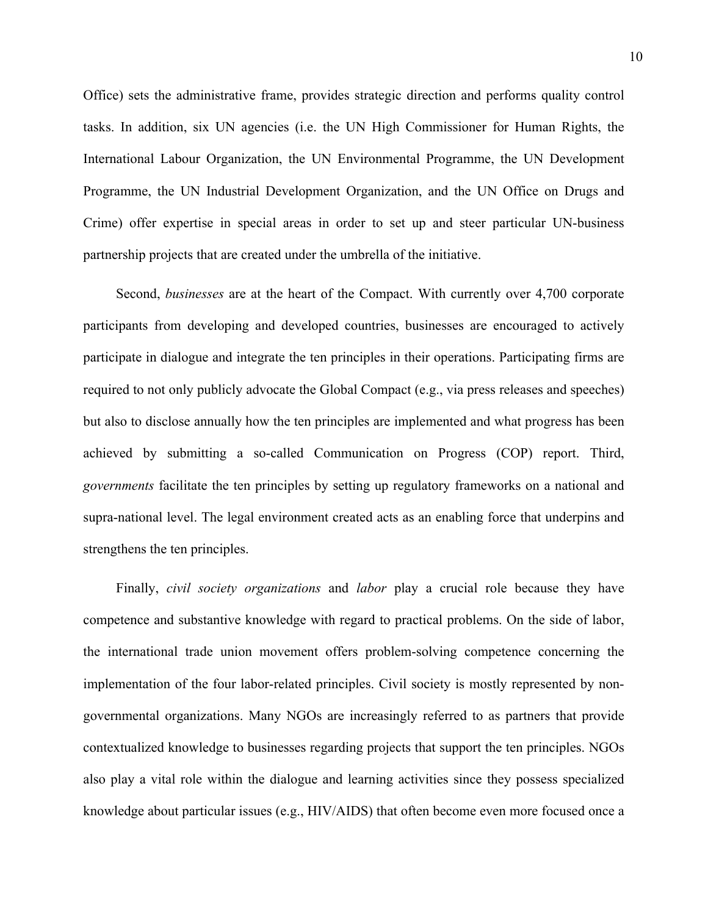Office) sets the administrative frame, provides strategic direction and performs quality control tasks. In addition, six UN agencies (i.e. the UN High Commissioner for Human Rights, the International Labour Organization, the UN Environmental Programme, the UN Development Programme, the UN Industrial Development Organization, and the UN Office on Drugs and Crime) offer expertise in special areas in order to set up and steer particular UN-business partnership projects that are created under the umbrella of the initiative.

Second, *businesses* are at the heart of the Compact. With currently over 4,700 corporate participants from developing and developed countries, businesses are encouraged to actively participate in dialogue and integrate the ten principles in their operations. Participating firms are required to not only publicly advocate the Global Compact (e.g., via press releases and speeches) but also to disclose annually how the ten principles are implemented and what progress has been achieved by submitting a so-called Communication on Progress (COP) report. Third, *governments* facilitate the ten principles by setting up regulatory frameworks on a national and supra-national level. The legal environment created acts as an enabling force that underpins and strengthens the ten principles.

Finally, *civil society organizations* and *labor* play a crucial role because they have competence and substantive knowledge with regard to practical problems. On the side of labor, the international trade union movement offers problem-solving competence concerning the implementation of the four labor-related principles. Civil society is mostly represented by non-governmental organizations. Many NGOs are increasingly referred to as partners that provide contextualized knowledge to businesses regarding projects that support the ten principles. NGOs also play a vital role within the dialogue and learning activities since they possess specialized knowledge about particular issues (e.g., HIV/AIDS) that often become even more focused once a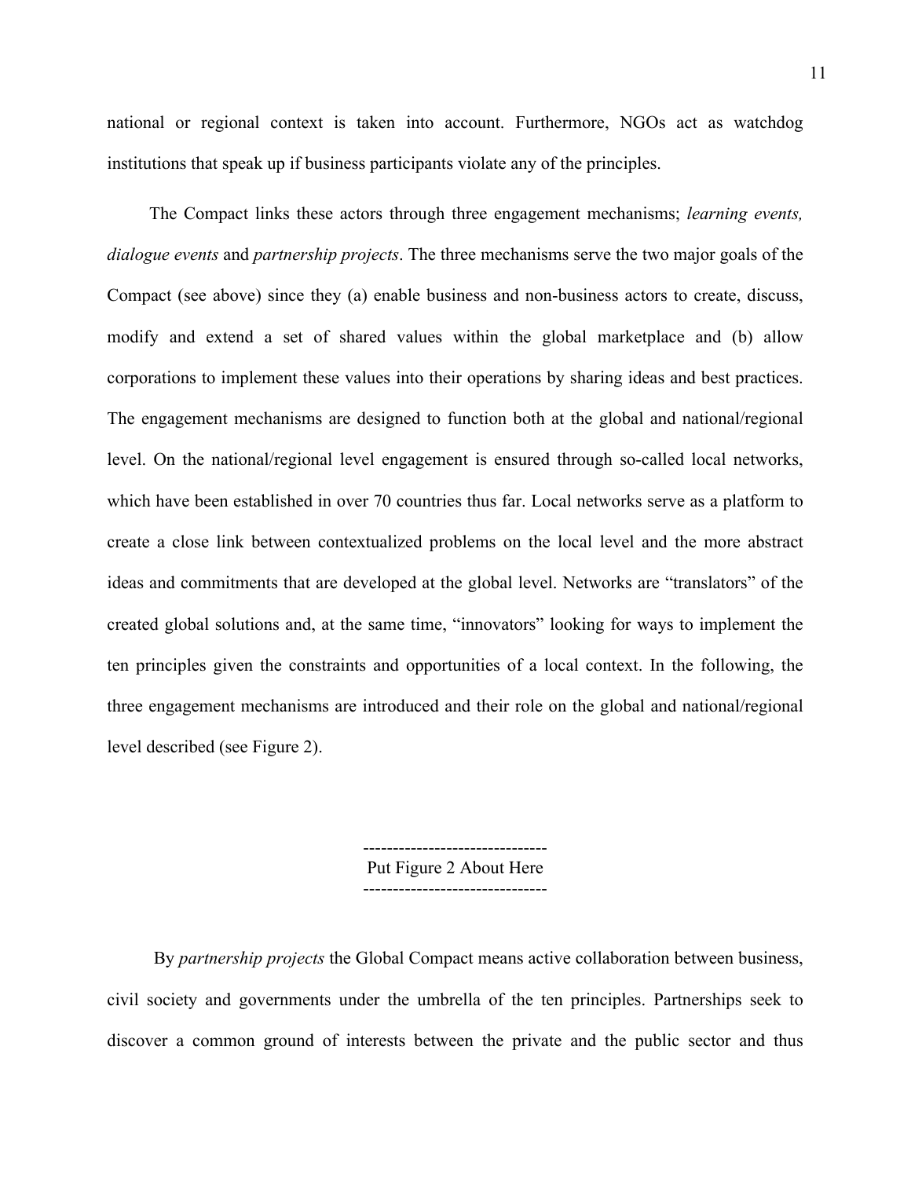national or regional context is taken into account. Furthermore, NGOs act as watchdog institutions that speak up if business participants violate any of the principles.

The Compact links these actors through three engagement mechanisms; *learning events, dialogue events* and *partnership projects*. The three mechanisms serve the two major goals of the Compact (see above) since they (a) enable business and non-business actors to create, discuss, modify and extend a set of shared values within the global marketplace and (b) allow corporations to implement these values into their operations by sharing ideas and best practices. The engagement mechanisms are designed to function both at the global and national/regional level. On the national/regional level engagement is ensured through so-called local networks, which have been established in over 70 countries thus far. Local networks serve as a platform to create a close link between contextualized problems on the local level and the more abstract ideas and commitments that are developed at the global level. Networks are "translators" of the created global solutions and, at the same time, "innovators" looking for ways to implement the ten principles given the constraints and opportunities of a local context. In the following, the three engagement mechanisms are introduced and their role on the global and national/regional level described (see Figure 2).

-------------------------------
Put Figure 2 About Here
-------------------------------

By *partnership projects* the Global Compact means active collaboration between business, civil society and governments under the umbrella of the ten principles. Partnerships seek to discover a common ground of interests between the private and the public sector and thus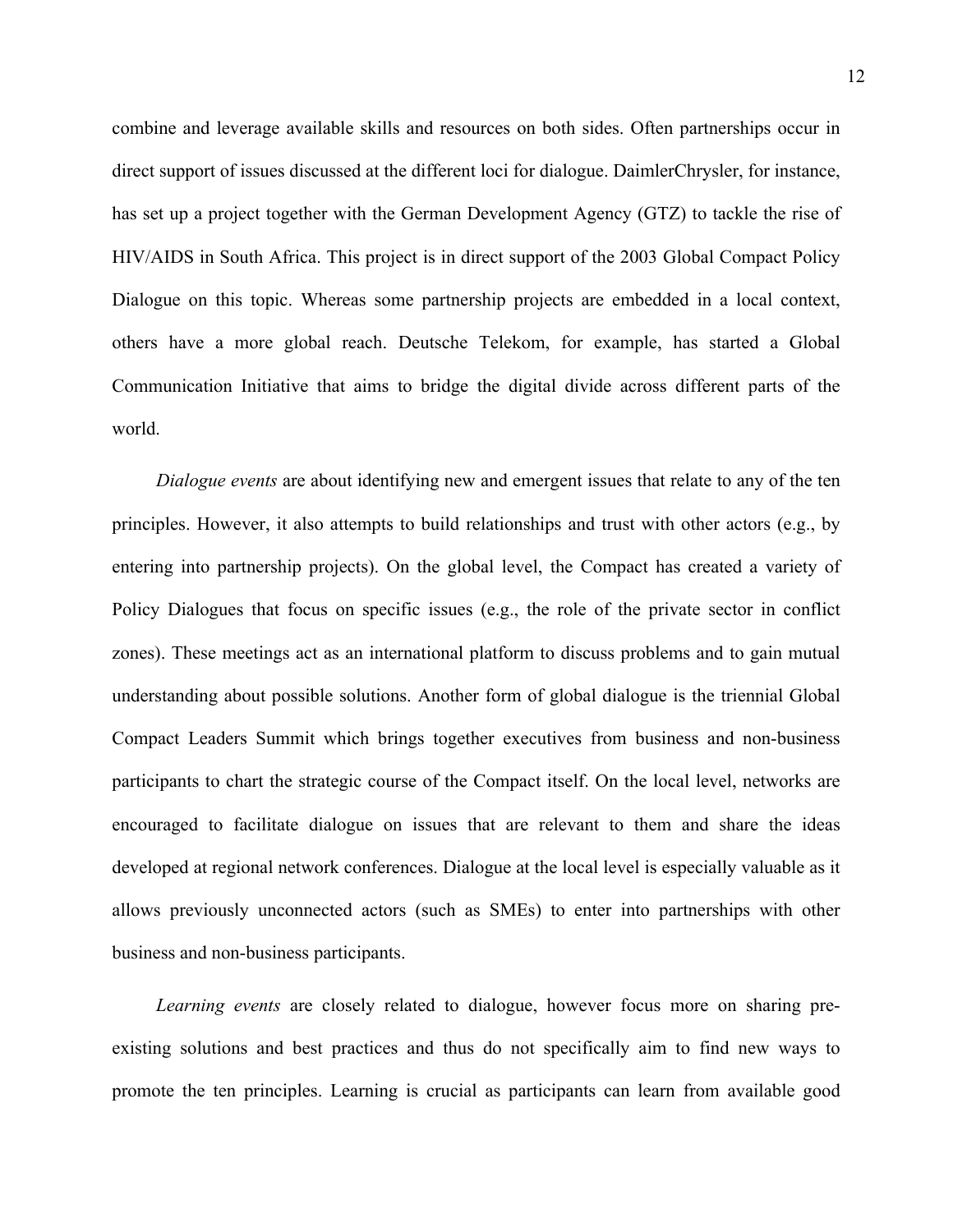combine and leverage available skills and resources on both sides. Often partnerships occur in direct support of issues discussed at the different loci for dialogue. DaimlerChrysler, for instance, has set up a project together with the German Development Agency (GTZ) to tackle the rise of HIV/AIDS in South Africa. This project is in direct support of the 2003 Global Compact Policy Dialogue on this topic. Whereas some partnership projects are embedded in a local context, others have a more global reach. Deutsche Telekom, for example, has started a Global Communication Initiative that aims to bridge the digital divide across different parts of the world.

*Dialogue events* are about identifying new and emergent issues that relate to any of the ten principles. However, it also attempts to build relationships and trust with other actors (e.g., by entering into partnership projects). On the global level, the Compact has created a variety of Policy Dialogues that focus on specific issues (e.g., the role of the private sector in conflict zones). These meetings act as an international platform to discuss problems and to gain mutual understanding about possible solutions. Another form of global dialogue is the triennial Global Compact Leaders Summit which brings together executives from business and non-business participants to chart the strategic course of the Compact itself. On the local level, networks are encouraged to facilitate dialogue on issues that are relevant to them and share the ideas developed at regional network conferences. Dialogue at the local level is especially valuable as it allows previously unconnected actors (such as SMEs) to enter into partnerships with other business and non-business participants.

*Learning events* are closely related to dialogue, however focus more on sharing pre-existing solutions and best practices and thus do not specifically aim to find new ways to promote the ten principles. Learning is crucial as participants can learn from available good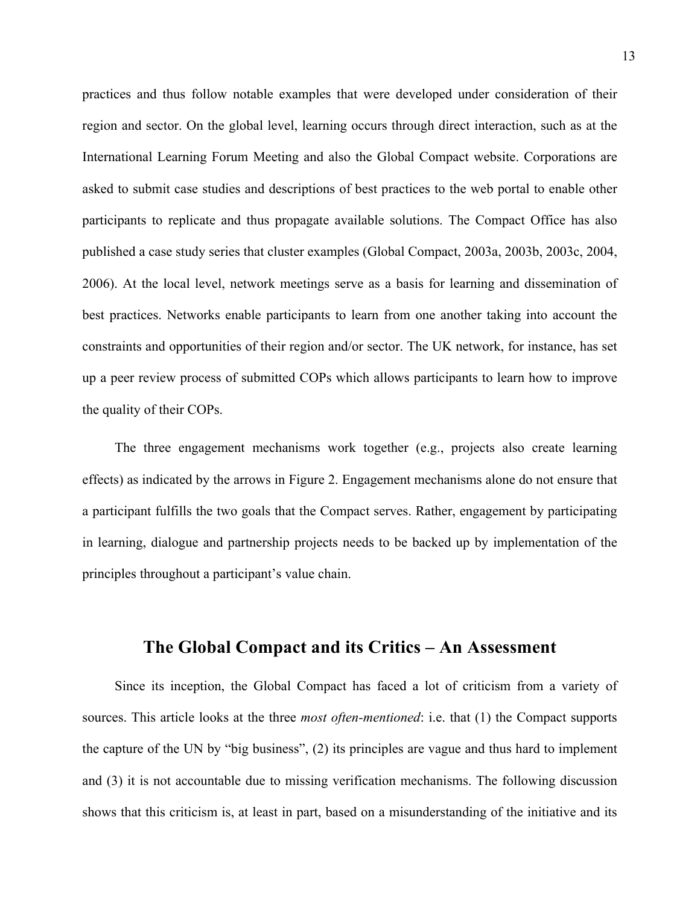practices and thus follow notable examples that were developed under consideration of their region and sector. On the global level, learning occurs through direct interaction, such as at the International Learning Forum Meeting and also the Global Compact website. Corporations are asked to submit case studies and descriptions of best practices to the web portal to enable other participants to replicate and thus propagate available solutions. The Compact Office has also published a case study series that cluster examples (Global Compact, 2003a, 2003b, 2003c, 2004, 2006). At the local level, network meetings serve as a basis for learning and dissemination of best practices. Networks enable participants to learn from one another taking into account the constraints and opportunities of their region and/or sector. The UK network, for instance, has set up a peer review process of submitted COPs which allows participants to learn how to improve the quality of their COPs.

The three engagement mechanisms work together (e.g., projects also create learning effects) as indicated by the arrows in Figure 2. Engagement mechanisms alone do not ensure that a participant fulfills the two goals that the Compact serves. Rather, engagement by participating in learning, dialogue and partnership projects needs to be backed up by implementation of the principles throughout a participant's value chain.

## The Global Compact and its Critics – An Assessment

Since its inception, the Global Compact has faced a lot of criticism from a variety of sources. This article looks at the three *most often-mentioned*: i.e. that (1) the Compact supports the capture of the UN by "big business", (2) its principles are vague and thus hard to implement and (3) it is not accountable due to missing verification mechanisms. The following discussion shows that this criticism is, at least in part, based on a misunderstanding of the initiative and its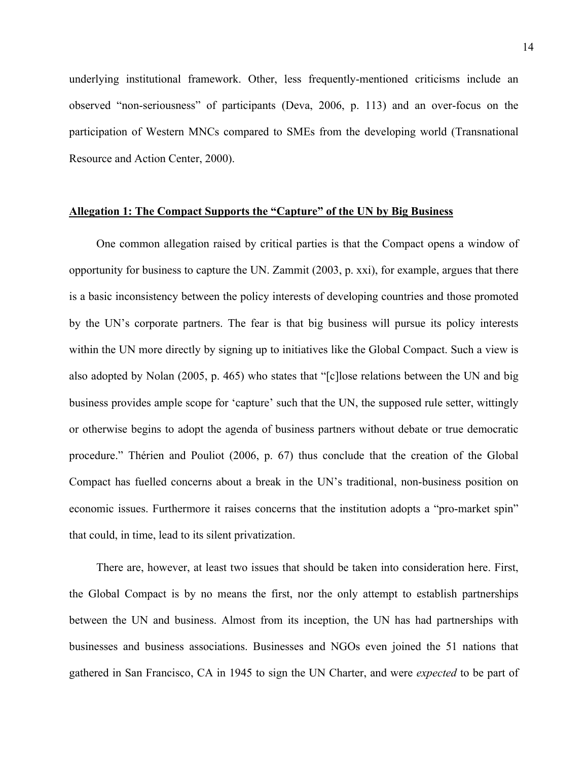underlying institutional framework. Other, less frequently-mentioned criticisms include an observed "non-seriousness" of participants (Deva, 2006, p. 113) and an over-focus on the participation of Western MNCs compared to SMEs from the developing world (Transnational Resource and Action Center, 2000).

## Allegation 1: The Compact Supports the "Capture" of the UN by Big Business

One common allegation raised by critical parties is that the Compact opens a window of opportunity for business to capture the UN. Zammit (2003, p. xxi), for example, argues that there is a basic inconsistency between the policy interests of developing countries and those promoted by the UN's corporate partners. The fear is that big business will pursue its policy interests within the UN more directly by signing up to initiatives like the Global Compact. Such a view is also adopted by Nolan (2005, p. 465) who states that "[c]lose relations between the UN and big business provides ample scope for 'capture' such that the UN, the supposed rule setter, wittingly or otherwise begins to adopt the agenda of business partners without debate or true democratic procedure." Thérien and Pouliot (2006, p. 67) thus conclude that the creation of the Global Compact has fuelled concerns about a break in the UN's traditional, non-business position on economic issues. Furthermore it raises concerns that the institution adopts a "pro-market spin" that could, in time, lead to its silent privatization.

There are, however, at least two issues that should be taken into consideration here. First, the Global Compact is by no means the first, nor the only attempt to establish partnerships between the UN and business. Almost from its inception, the UN has had partnerships with businesses and business associations. Businesses and NGOs even joined the 51 nations that gathered in San Francisco, CA in 1945 to sign the UN Charter, and were *expected* to be part of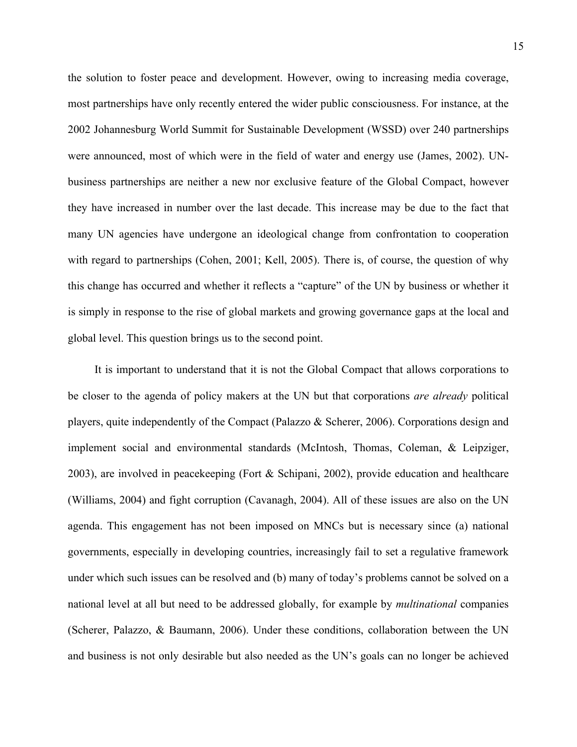the solution to foster peace and development. However, owing to increasing media coverage, most partnerships have only recently entered the wider public consciousness. For instance, at the 2002 Johannesburg World Summit for Sustainable Development (WSSD) over 240 partnerships were announced, most of which were in the field of water and energy use (James, 2002). UN-business partnerships are neither a new nor exclusive feature of the Global Compact, however they have increased in number over the last decade. This increase may be due to the fact that many UN agencies have undergone an ideological change from confrontation to cooperation with regard to partnerships (Cohen, 2001; Kell, 2005). There is, of course, the question of why this change has occurred and whether it reflects a "capture" of the UN by business or whether it is simply in response to the rise of global markets and growing governance gaps at the local and global level. This question brings us to the second point.

It is important to understand that it is not the Global Compact that allows corporations to be closer to the agenda of policy makers at the UN but that corporations *are already* political players, quite independently of the Compact (Palazzo & Scherer, 2006). Corporations design and implement social and environmental standards (McIntosh, Thomas, Coleman, & Leipziger, 2003), are involved in peacekeeping (Fort & Schipani, 2002), provide education and healthcare (Williams, 2004) and fight corruption (Cavanagh, 2004). All of these issues are also on the UN agenda. This engagement has not been imposed on MNCs but is necessary since (a) national governments, especially in developing countries, increasingly fail to set a regulative framework under which such issues can be resolved and (b) many of today's problems cannot be solved on a national level at all but need to be addressed globally, for example by *multinational* companies (Scherer, Palazzo, & Baumann, 2006). Under these conditions, collaboration between the UN and business is not only desirable but also needed as the UN's goals can no longer be achieved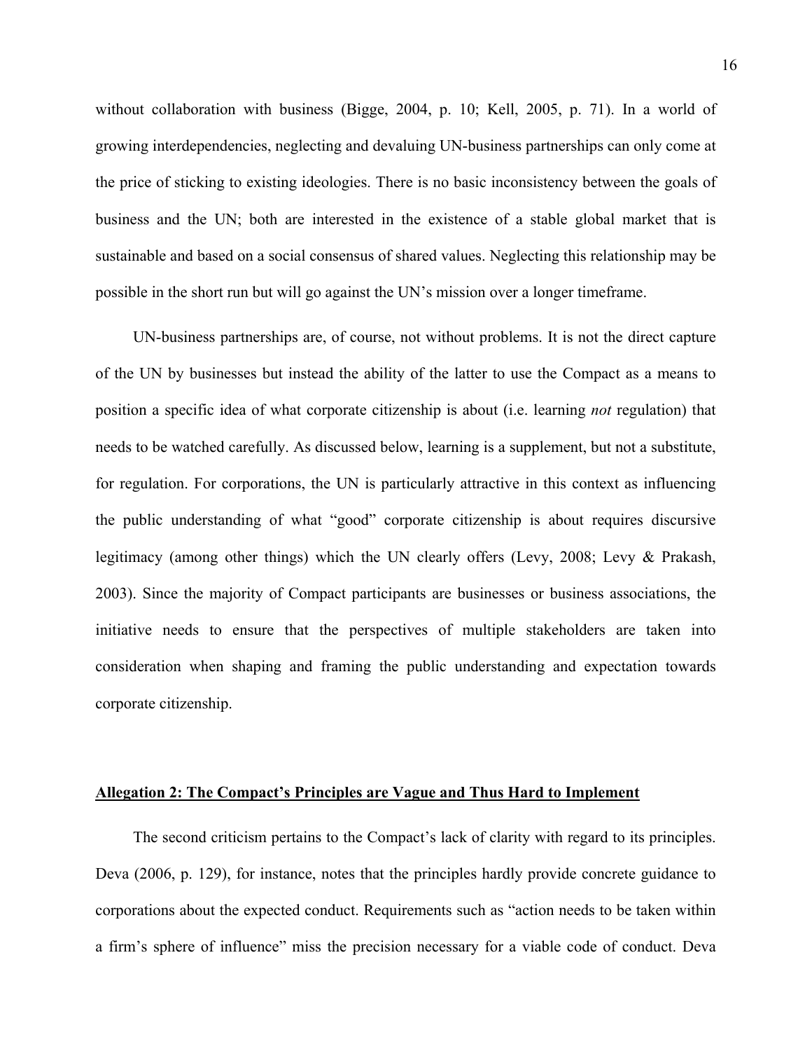without collaboration with business (Bigge, 2004, p. 10; Kell, 2005, p. 71). In a world of growing interdependencies, neglecting and devaluing UN-business partnerships can only come at the price of sticking to existing ideologies. There is no basic inconsistency between the goals of business and the UN; both are interested in the existence of a stable global market that is sustainable and based on a social consensus of shared values. Neglecting this relationship may be possible in the short run but will go against the UN's mission over a longer timeframe.

UN-business partnerships are, of course, not without problems. It is not the direct capture of the UN by businesses but instead the ability of the latter to use the Compact as a means to position a specific idea of what corporate citizenship is about (i.e. learning *not* regulation) that needs to be watched carefully. As discussed below, learning is a supplement, but not a substitute, for regulation. For corporations, the UN is particularly attractive in this context as influencing the public understanding of what "good" corporate citizenship is about requires discursive legitimacy (among other things) which the UN clearly offers (Levy, 2008; Levy & Prakash, 2003). Since the majority of Compact participants are businesses or business associations, the initiative needs to ensure that the perspectives of multiple stakeholders are taken into consideration when shaping and framing the public understanding and expectation towards corporate citizenship.

## Allegation 2: The Compact's Principles are Vague and Thus Hard to Implement

The second criticism pertains to the Compact's lack of clarity with regard to its principles. Deva (2006, p. 129), for instance, notes that the principles hardly provide concrete guidance to corporations about the expected conduct. Requirements such as "action needs to be taken within a firm's sphere of influence" miss the precision necessary for a viable code of conduct. Deva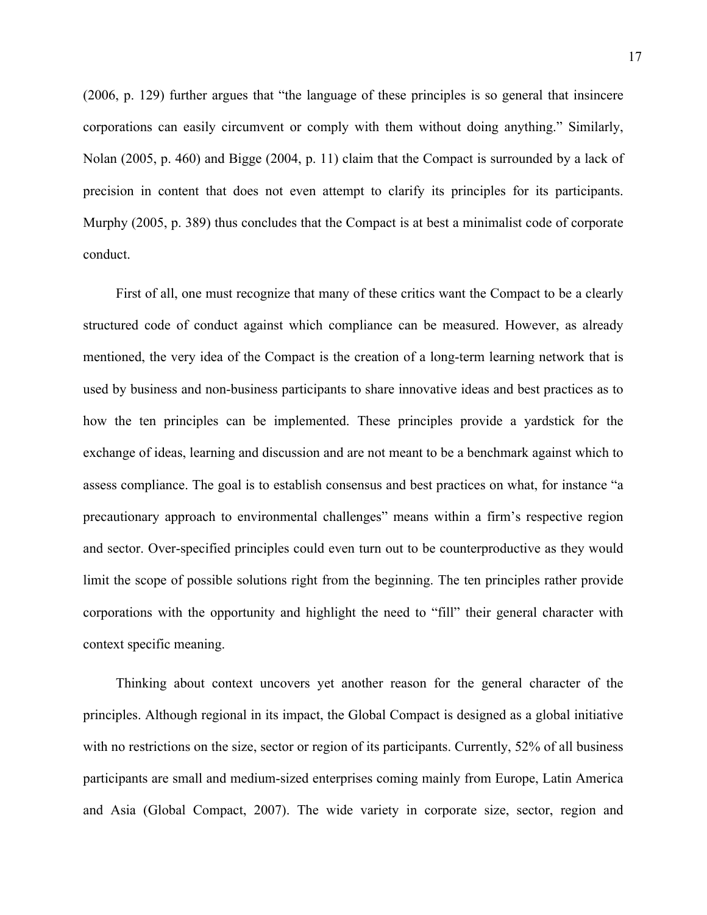(2006, p. 129) further argues that "the language of these principles is so general that insincere corporations can easily circumvent or comply with them without doing anything." Similarly, Nolan (2005, p. 460) and Bigge (2004, p. 11) claim that the Compact is surrounded by a lack of precision in content that does not even attempt to clarify its principles for its participants. Murphy (2005, p. 389) thus concludes that the Compact is at best a minimalist code of corporate conduct.

First of all, one must recognize that many of these critics want the Compact to be a clearly structured code of conduct against which compliance can be measured. However, as already mentioned, the very idea of the Compact is the creation of a long-term learning network that is used by business and non-business participants to share innovative ideas and best practices as to how the ten principles can be implemented. These principles provide a yardstick for the exchange of ideas, learning and discussion and are not meant to be a benchmark against which to assess compliance. The goal is to establish consensus and best practices on what, for instance "a precautionary approach to environmental challenges" means within a firm's respective region and sector. Over-specified principles could even turn out to be counterproductive as they would limit the scope of possible solutions right from the beginning. The ten principles rather provide corporations with the opportunity and highlight the need to "fill" their general character with context specific meaning.

Thinking about context uncovers yet another reason for the general character of the principles. Although regional in its impact, the Global Compact is designed as a global initiative with no restrictions on the size, sector or region of its participants. Currently, 52% of all business participants are small and medium-sized enterprises coming mainly from Europe, Latin America and Asia (Global Compact, 2007). The wide variety in corporate size, sector, region and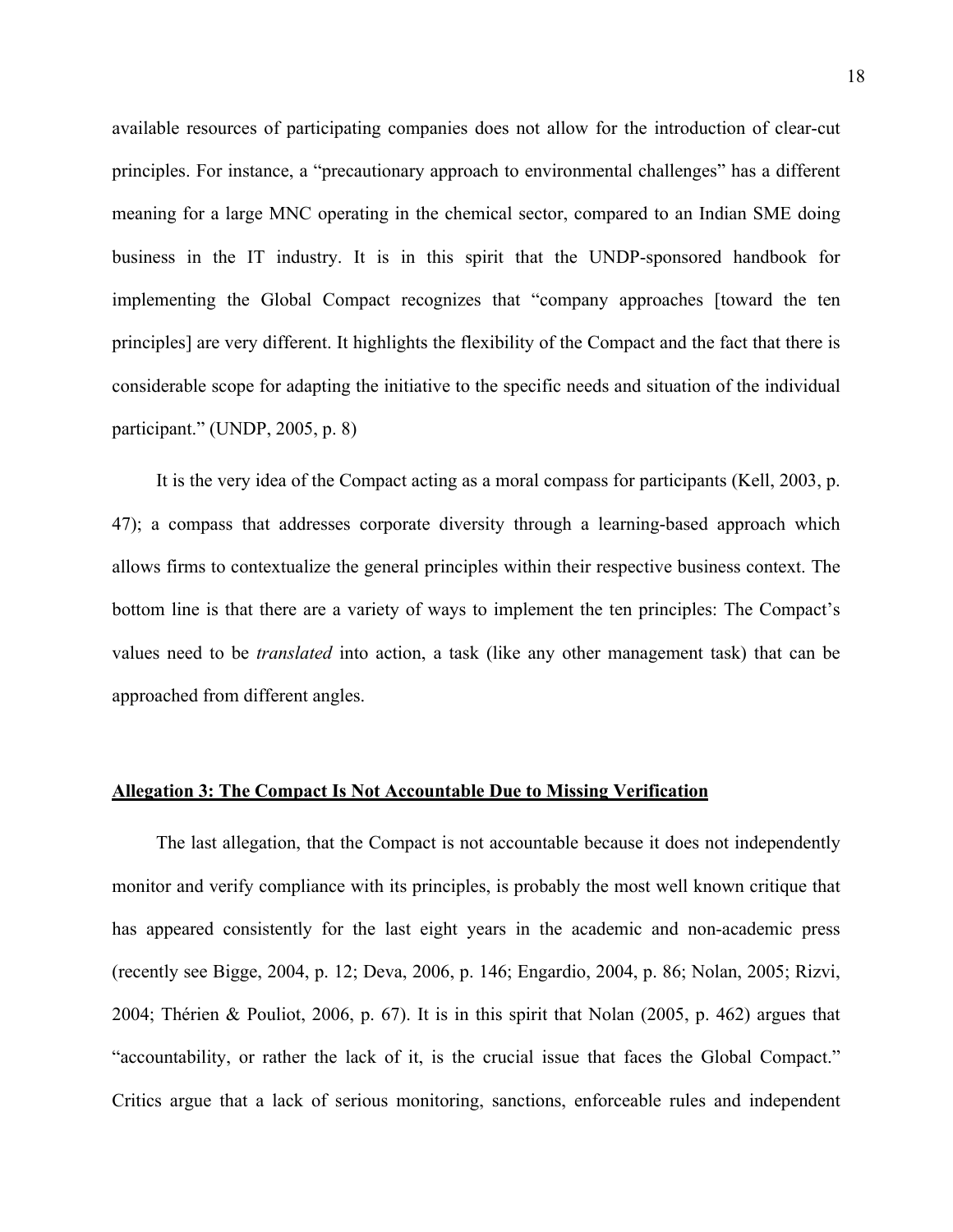available resources of participating companies does not allow for the introduction of clear-cut principles. For instance, a "precautionary approach to environmental challenges" has a different meaning for a large MNC operating in the chemical sector, compared to an Indian SME doing business in the IT industry. It is in this spirit that the UNDP-sponsored handbook for implementing the Global Compact recognizes that "company approaches [toward the ten principles] are very different. It highlights the flexibility of the Compact and the fact that there is considerable scope for adapting the initiative to the specific needs and situation of the individual participant." (UNDP, 2005, p. 8)

It is the very idea of the Compact acting as a moral compass for participants (Kell, 2003, p. 47); a compass that addresses corporate diversity through a learning-based approach which allows firms to contextualize the general principles within their respective business context. The bottom line is that there are a variety of ways to implement the ten principles: The Compact's values need to be *translated* into action, a task (like any other management task) that can be approached from different angles.

## Allegation 3: The Compact Is Not Accountable Due to Missing Verification

The last allegation, that the Compact is not accountable because it does not independently monitor and verify compliance with its principles, is probably the most well known critique that has appeared consistently for the last eight years in the academic and non-academic press (recently see Bigge, 2004, p. 12; Deva, 2006, p. 146; Engardio, 2004, p. 86; Nolan, 2005; Rizvi, 2004; Thérien & Pouliot, 2006, p. 67). It is in this spirit that Nolan (2005, p. 462) argues that "accountability, or rather the lack of it, is the crucial issue that faces the Global Compact." Critics argue that a lack of serious monitoring, sanctions, enforceable rules and independent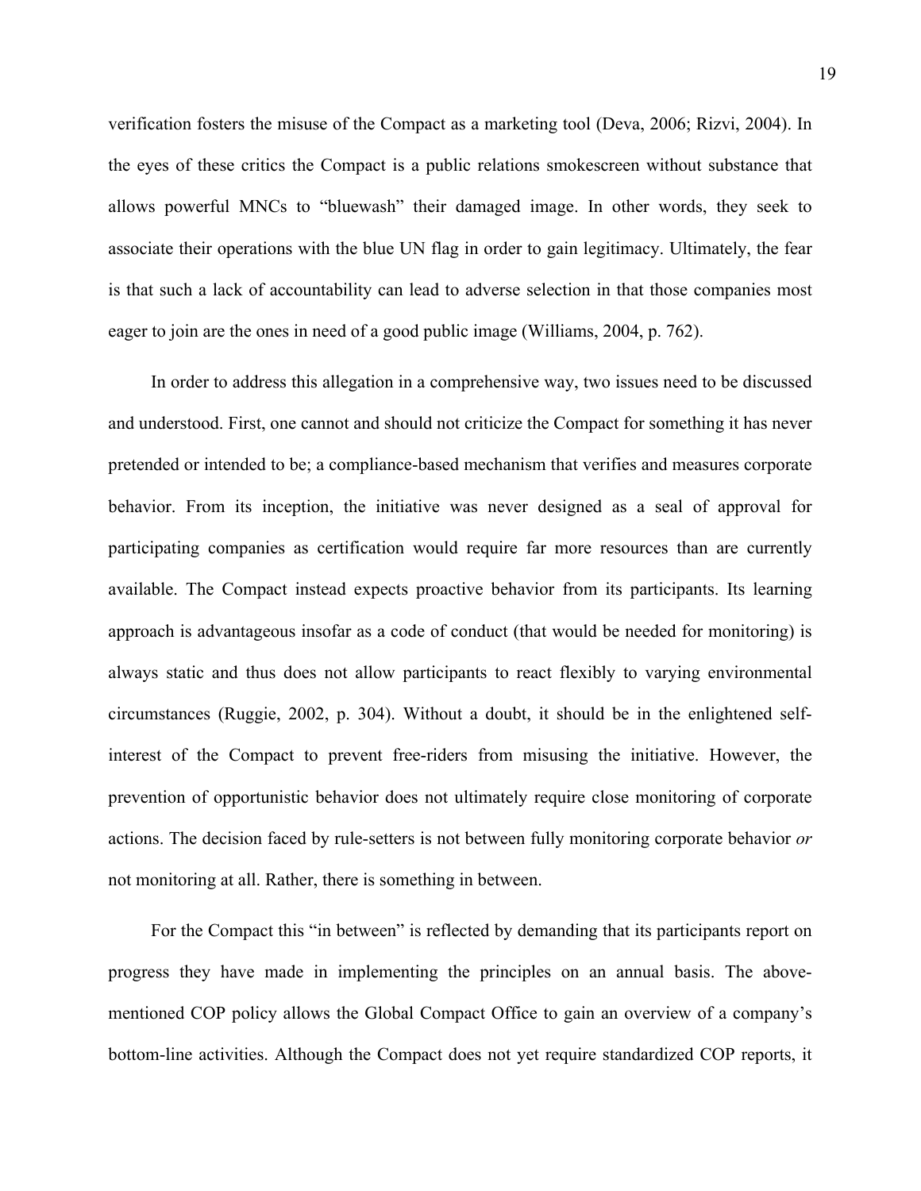verification fosters the misuse of the Compact as a marketing tool (Deva, 2006; Rizvi, 2004). In the eyes of these critics the Compact is a public relations smokescreen without substance that allows powerful MNCs to "bluewash" their damaged image. In other words, they seek to associate their operations with the blue UN flag in order to gain legitimacy. Ultimately, the fear is that such a lack of accountability can lead to adverse selection in that those companies most eager to join are the ones in need of a good public image (Williams, 2004, p. 762).

In order to address this allegation in a comprehensive way, two issues need to be discussed and understood. First, one cannot and should not criticize the Compact for something it has never pretended or intended to be; a compliance-based mechanism that verifies and measures corporate behavior. From its inception, the initiative was never designed as a seal of approval for participating companies as certification would require far more resources than are currently available. The Compact instead expects proactive behavior from its participants. Its learning approach is advantageous insofar as a code of conduct (that would be needed for monitoring) is always static and thus does not allow participants to react flexibly to varying environmental circumstances (Ruggie, 2002, p. 304). Without a doubt, it should be in the enlightened self-interest of the Compact to prevent free-riders from misusing the initiative. However, the prevention of opportunistic behavior does not ultimately require close monitoring of corporate actions. The decision faced by rule-setters is not between fully monitoring corporate behavior *or* not monitoring at all. Rather, there is something in between.

For the Compact this "in between" is reflected by demanding that its participants report on progress they have made in implementing the principles on an annual basis. The above-mentioned COP policy allows the Global Compact Office to gain an overview of a company's bottom-line activities. Although the Compact does not yet require standardized COP reports, it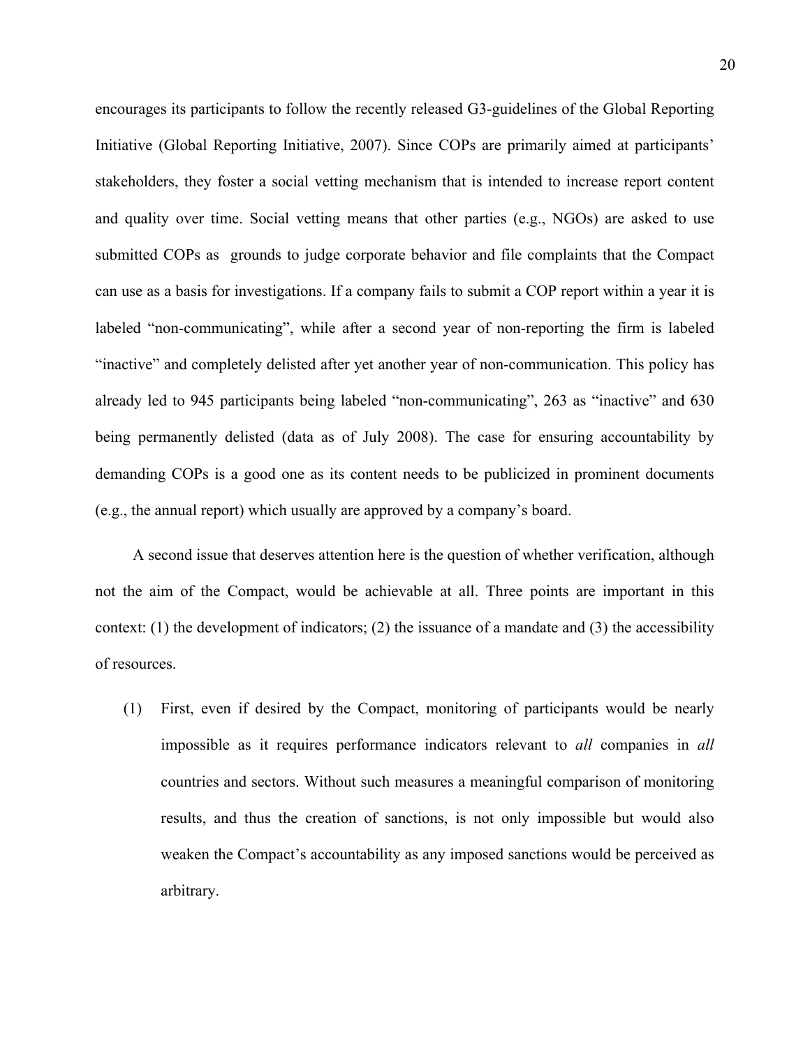encourages its participants to follow the recently released G3-guidelines of the Global Reporting Initiative (Global Reporting Initiative, 2007). Since COPs are primarily aimed at participants' stakeholders, they foster a social vetting mechanism that is intended to increase report content and quality over time. Social vetting means that other parties (e.g., NGOs) are asked to use submitted COPs as grounds to judge corporate behavior and file complaints that the Compact can use as a basis for investigations. If a company fails to submit a COP report within a year it is labeled "non-communicating", while after a second year of non-reporting the firm is labeled "inactive" and completely delisted after yet another year of non-communication. This policy has already led to 945 participants being labeled "non-communicating", 263 as "inactive" and 630 being permanently delisted (data as of July 2008). The case for ensuring accountability by demanding COPs is a good one as its content needs to be publicized in prominent documents (e.g., the annual report) which usually are approved by a company's board.

A second issue that deserves attention here is the question of whether verification, although not the aim of the Compact, would be achievable at all. Three points are important in this context: (1) the development of indicators; (2) the issuance of a mandate and (3) the accessibility of resources.

(1) First, even if desired by the Compact, monitoring of participants would be nearly impossible as it requires performance indicators relevant to *all* companies in *all* countries and sectors. Without such measures a meaningful comparison of monitoring results, and thus the creation of sanctions, is not only impossible but would also weaken the Compact's accountability as any imposed sanctions would be perceived as arbitrary.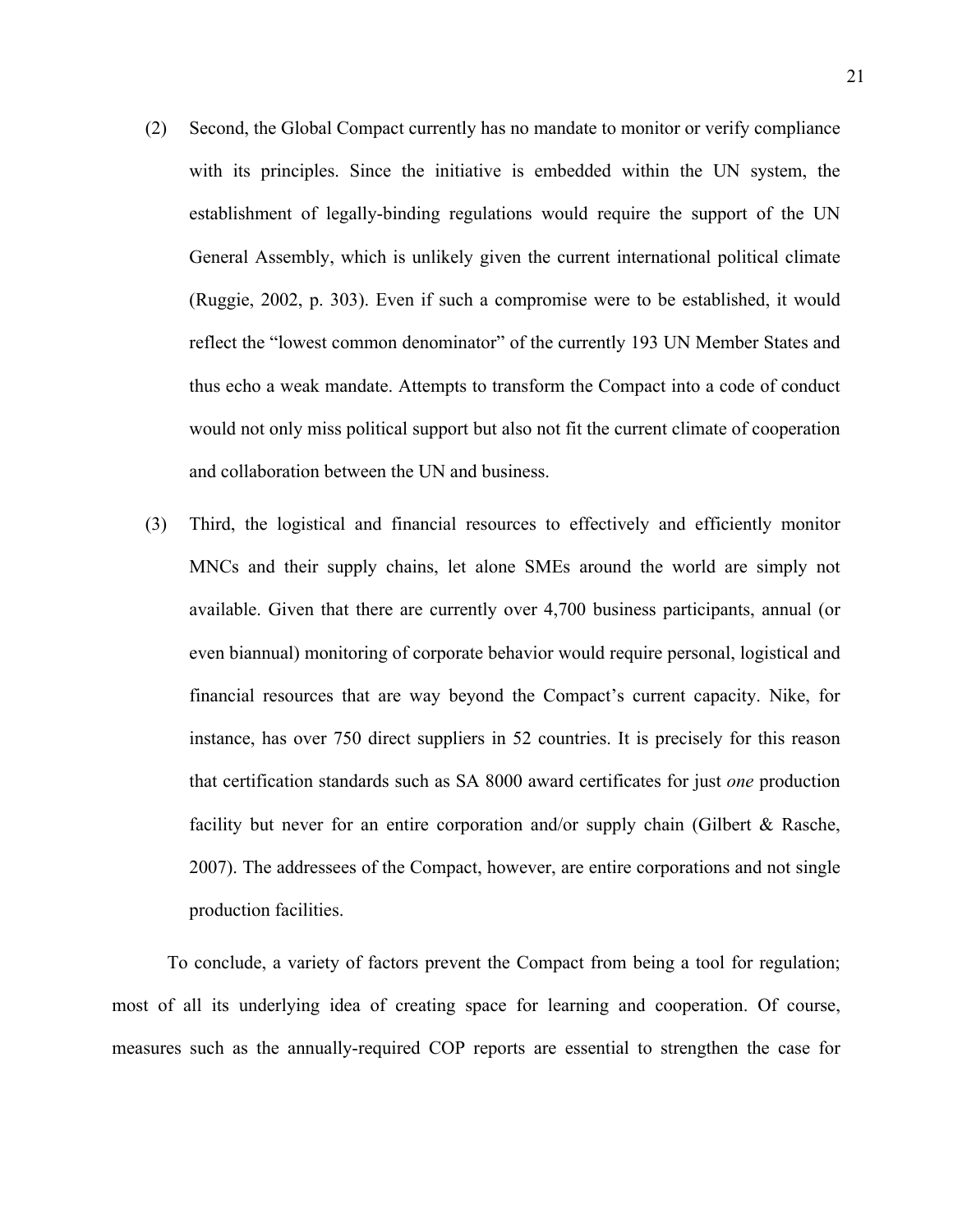(2) Second, the Global Compact currently has no mandate to monitor or verify compliance with its principles. Since the initiative is embedded within the UN system, the establishment of legally-binding regulations would require the support of the UN General Assembly, which is unlikely given the current international political climate (Ruggie, 2002, p. 303). Even if such a compromise were to be established, it would reflect the "lowest common denominator" of the currently 193 UN Member States and thus echo a weak mandate. Attempts to transform the Compact into a code of conduct would not only miss political support but also not fit the current climate of cooperation and collaboration between the UN and business.

(3) Third, the logistical and financial resources to effectively and efficiently monitor MNCs and their supply chains, let alone SMEs around the world are simply not available. Given that there are currently over 4,700 business participants, annual (or even biannual) monitoring of corporate behavior would require personal, logistical and financial resources that are way beyond the Compact's current capacity. Nike, for instance, has over 750 direct suppliers in 52 countries. It is precisely for this reason that certification standards such as SA 8000 award certificates for just *one* production facility but never for an entire corporation and/or supply chain (Gilbert & Rasche, 2007). The addressees of the Compact, however, are entire corporations and not single production facilities.

To conclude, a variety of factors prevent the Compact from being a tool for regulation; most of all its underlying idea of creating space for learning and cooperation. Of course, measures such as the annually-required COP reports are essential to strengthen the case for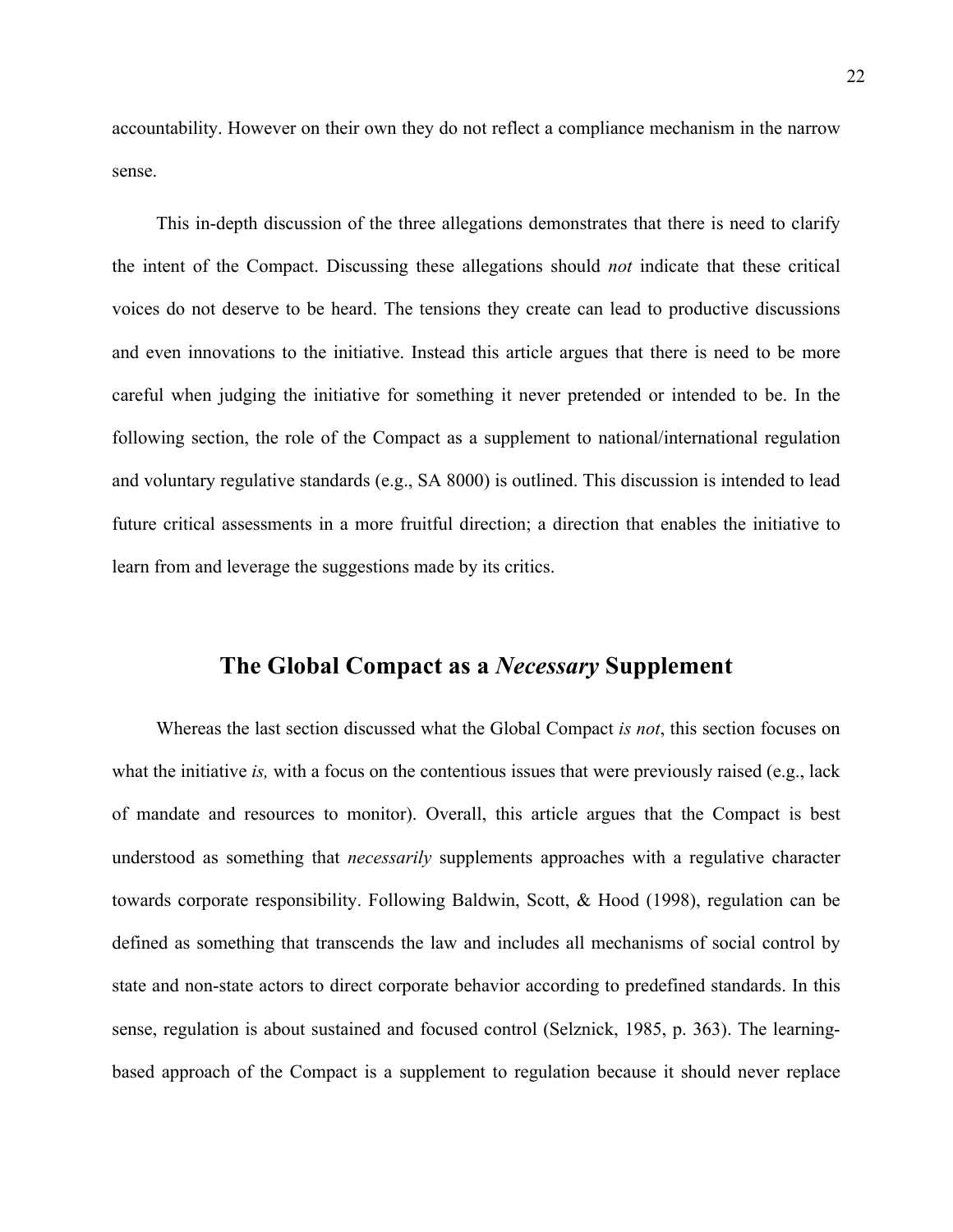accountability. However on their own they do not reflect a compliance mechanism in the narrow sense.

This in-depth discussion of the three allegations demonstrates that there is need to clarify the intent of the Compact. Discussing these allegations should *not* indicate that these critical voices do not deserve to be heard. The tensions they create can lead to productive discussions and even innovations to the initiative. Instead this article argues that there is need to be more careful when judging the initiative for something it never pretended or intended to be. In the following section, the role of the Compact as a supplement to national/international regulation and voluntary regulative standards (e.g., SA 8000) is outlined. This discussion is intended to lead future critical assessments in a more fruitful direction; a direction that enables the initiative to learn from and leverage the suggestions made by its critics.

## The Global Compact as a *Necessary* Supplement

Whereas the last section discussed what the Global Compact *is not*, this section focuses on what the initiative *is,* with a focus on the contentious issues that were previously raised (e.g., lack of mandate and resources to monitor). Overall, this article argues that the Compact is best understood as something that *necessarily* supplements approaches with a regulative character towards corporate responsibility. Following Baldwin, Scott, & Hood (1998), regulation can be defined as something that transcends the law and includes all mechanisms of social control by state and non-state actors to direct corporate behavior according to predefined standards. In this sense, regulation is about sustained and focused control (Selznick, 1985, p. 363). The learning-based approach of the Compact is a supplement to regulation because it should never replace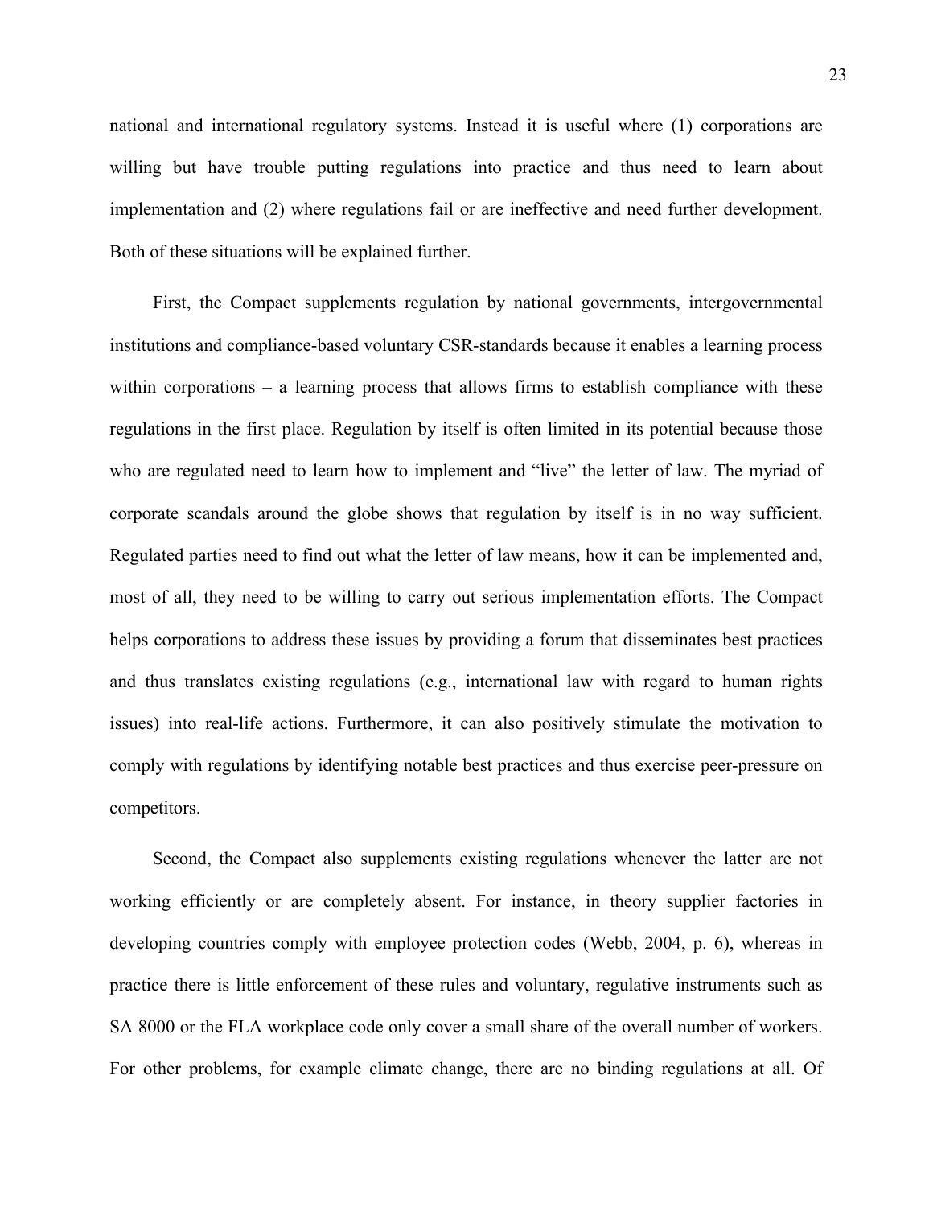national and international regulatory systems. Instead it is useful where (1) corporations are willing but have trouble putting regulations into practice and thus need to learn about implementation and (2) where regulations fail or are ineffective and need further development. Both of these situations will be explained further.

First, the Compact supplements regulation by national governments, intergovernmental institutions and compliance-based voluntary CSR-standards because it enables a learning process within corporations – a learning process that allows firms to establish compliance with these regulations in the first place. Regulation by itself is often limited in its potential because those who are regulated need to learn how to implement and "live" the letter of law. The myriad of corporate scandals around the globe shows that regulation by itself is in no way sufficient. Regulated parties need to find out what the letter of law means, how it can be implemented and, most of all, they need to be willing to carry out serious implementation efforts. The Compact helps corporations to address these issues by providing a forum that disseminates best practices and thus translates existing regulations (e.g., international law with regard to human rights issues) into real-life actions. Furthermore, it can also positively stimulate the motivation to comply with regulations by identifying notable best practices and thus exercise peer-pressure on competitors.

Second, the Compact also supplements existing regulations whenever the latter are not working efficiently or are completely absent. For instance, in theory supplier factories in developing countries comply with employee protection codes (Webb, 2004, p. 6), whereas in practice there is little enforcement of these rules and voluntary, regulative instruments such as SA 8000 or the FLA workplace code only cover a small share of the overall number of workers. For other problems, for example climate change, there are no binding regulations at all. Of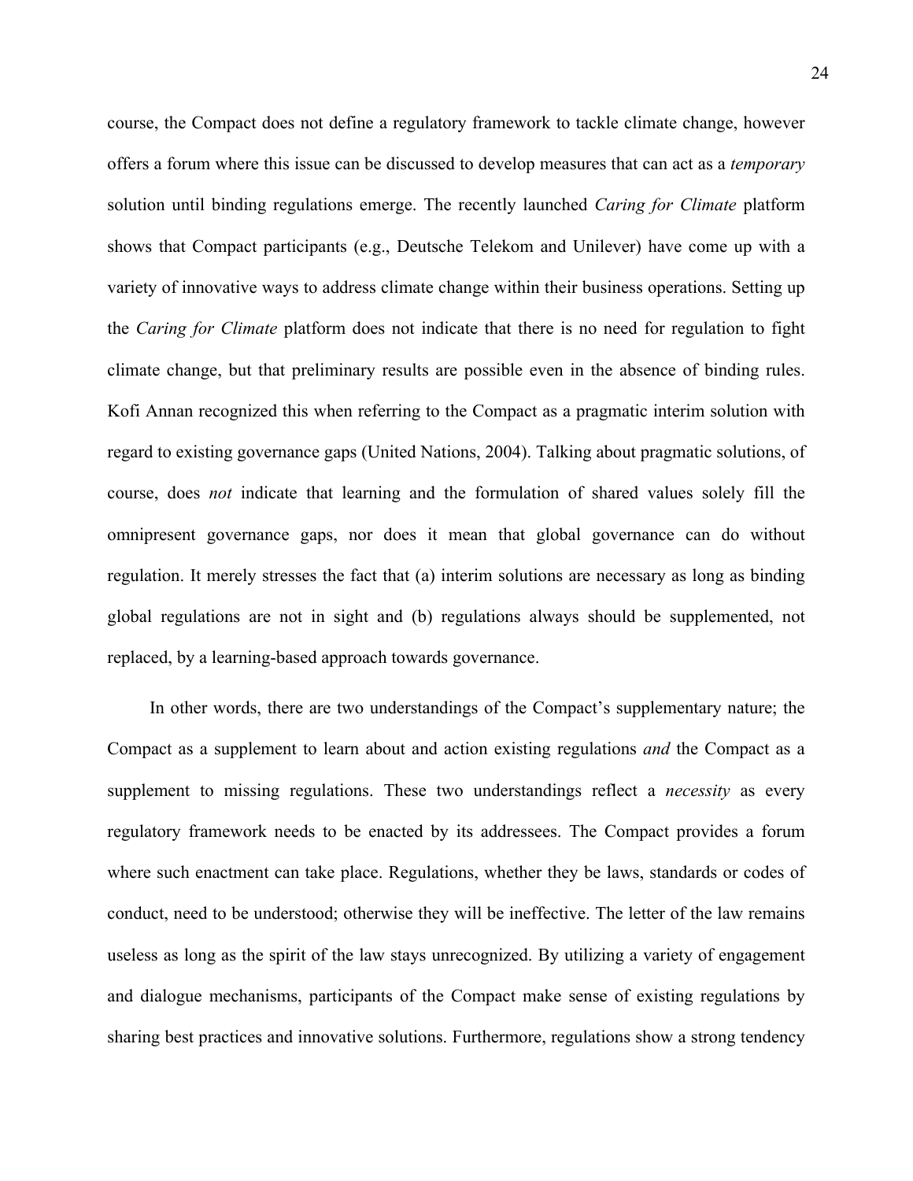course, the Compact does not define a regulatory framework to tackle climate change, however offers a forum where this issue can be discussed to develop measures that can act as a *temporary* solution until binding regulations emerge. The recently launched *Caring for Climate* platform shows that Compact participants (e.g., Deutsche Telekom and Unilever) have come up with a variety of innovative ways to address climate change within their business operations. Setting up the *Caring for Climate* platform does not indicate that there is no need for regulation to fight climate change, but that preliminary results are possible even in the absence of binding rules. Kofi Annan recognized this when referring to the Compact as a pragmatic interim solution with regard to existing governance gaps (United Nations, 2004). Talking about pragmatic solutions, of course, does *not* indicate that learning and the formulation of shared values solely fill the omnipresent governance gaps, nor does it mean that global governance can do without regulation. It merely stresses the fact that (a) interim solutions are necessary as long as binding global regulations are not in sight and (b) regulations always should be supplemented, not replaced, by a learning-based approach towards governance.

In other words, there are two understandings of the Compact's supplementary nature; the Compact as a supplement to learn about and action existing regulations *and* the Compact as a supplement to missing regulations. These two understandings reflect a *necessity* as every regulatory framework needs to be enacted by its addressees. The Compact provides a forum where such enactment can take place. Regulations, whether they be laws, standards or codes of conduct, need to be understood; otherwise they will be ineffective. The letter of the law remains useless as long as the spirit of the law stays unrecognized. By utilizing a variety of engagement and dialogue mechanisms, participants of the Compact make sense of existing regulations by sharing best practices and innovative solutions. Furthermore, regulations show a strong tendency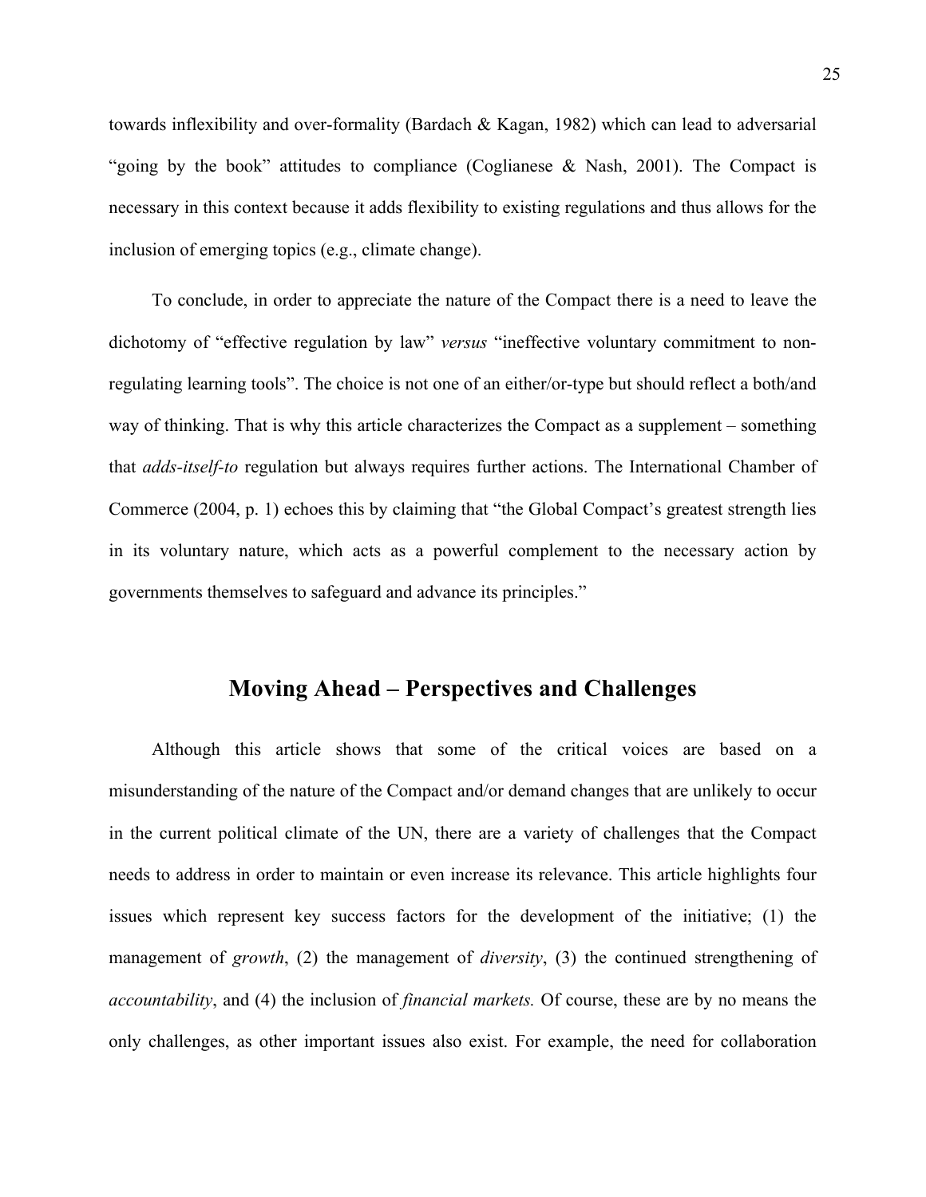towards inflexibility and over-formality (Bardach & Kagan, 1982) which can lead to adversarial "going by the book" attitudes to compliance (Coglianese & Nash, 2001). The Compact is necessary in this context because it adds flexibility to existing regulations and thus allows for the inclusion of emerging topics (e.g., climate change).

To conclude, in order to appreciate the nature of the Compact there is a need to leave the dichotomy of "effective regulation by law" *versus* "ineffective voluntary commitment to non-regulating learning tools". The choice is not one of an either/or-type but should reflect a both/and way of thinking. That is why this article characterizes the Compact as a supplement – something that *adds-itself-to* regulation but always requires further actions. The International Chamber of Commerce (2004, p. 1) echoes this by claiming that "the Global Compact's greatest strength lies in its voluntary nature, which acts as a powerful complement to the necessary action by governments themselves to safeguard and advance its principles."

## Moving Ahead – Perspectives and Challenges

Although this article shows that some of the critical voices are based on a misunderstanding of the nature of the Compact and/or demand changes that are unlikely to occur in the current political climate of the UN, there are a variety of challenges that the Compact needs to address in order to maintain or even increase its relevance. This article highlights four issues which represent key success factors for the development of the initiative; (1) the management of *growth*, (2) the management of *diversity*, (3) the continued strengthening of *accountability*, and (4) the inclusion of *financial markets.* Of course, these are by no means the only challenges, as other important issues also exist. For example, the need for collaboration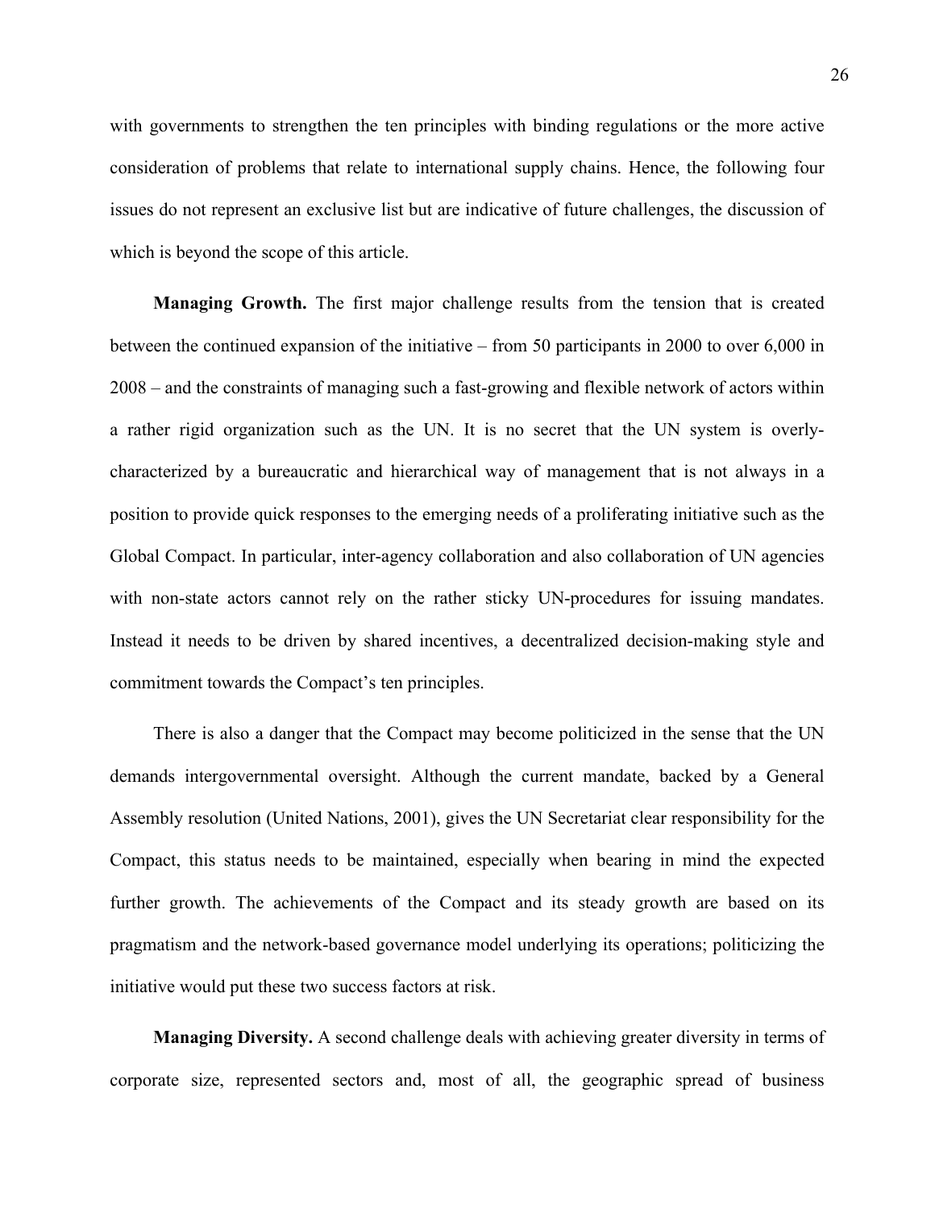with governments to strengthen the ten principles with binding regulations or the more active consideration of problems that relate to international supply chains. Hence, the following four issues do not represent an exclusive list but are indicative of future challenges, the discussion of which is beyond the scope of this article.

**Managing Growth.** The first major challenge results from the tension that is created between the continued expansion of the initiative – from 50 participants in 2000 to over 6,000 in 2008 – and the constraints of managing such a fast-growing and flexible network of actors within a rather rigid organization such as the UN. It is no secret that the UN system is overly-characterized by a bureaucratic and hierarchical way of management that is not always in a position to provide quick responses to the emerging needs of a proliferating initiative such as the Global Compact. In particular, inter-agency collaboration and also collaboration of UN agencies with non-state actors cannot rely on the rather sticky UN-procedures for issuing mandates. Instead it needs to be driven by shared incentives, a decentralized decision-making style and commitment towards the Compact's ten principles.

There is also a danger that the Compact may become politicized in the sense that the UN demands intergovernmental oversight. Although the current mandate, backed by a General Assembly resolution (United Nations, 2001), gives the UN Secretariat clear responsibility for the Compact, this status needs to be maintained, especially when bearing in mind the expected further growth. The achievements of the Compact and its steady growth are based on its pragmatism and the network-based governance model underlying its operations; politicizing the initiative would put these two success factors at risk.

**Managing Diversity.** A second challenge deals with achieving greater diversity in terms of corporate size, represented sectors and, most of all, the geographic spread of business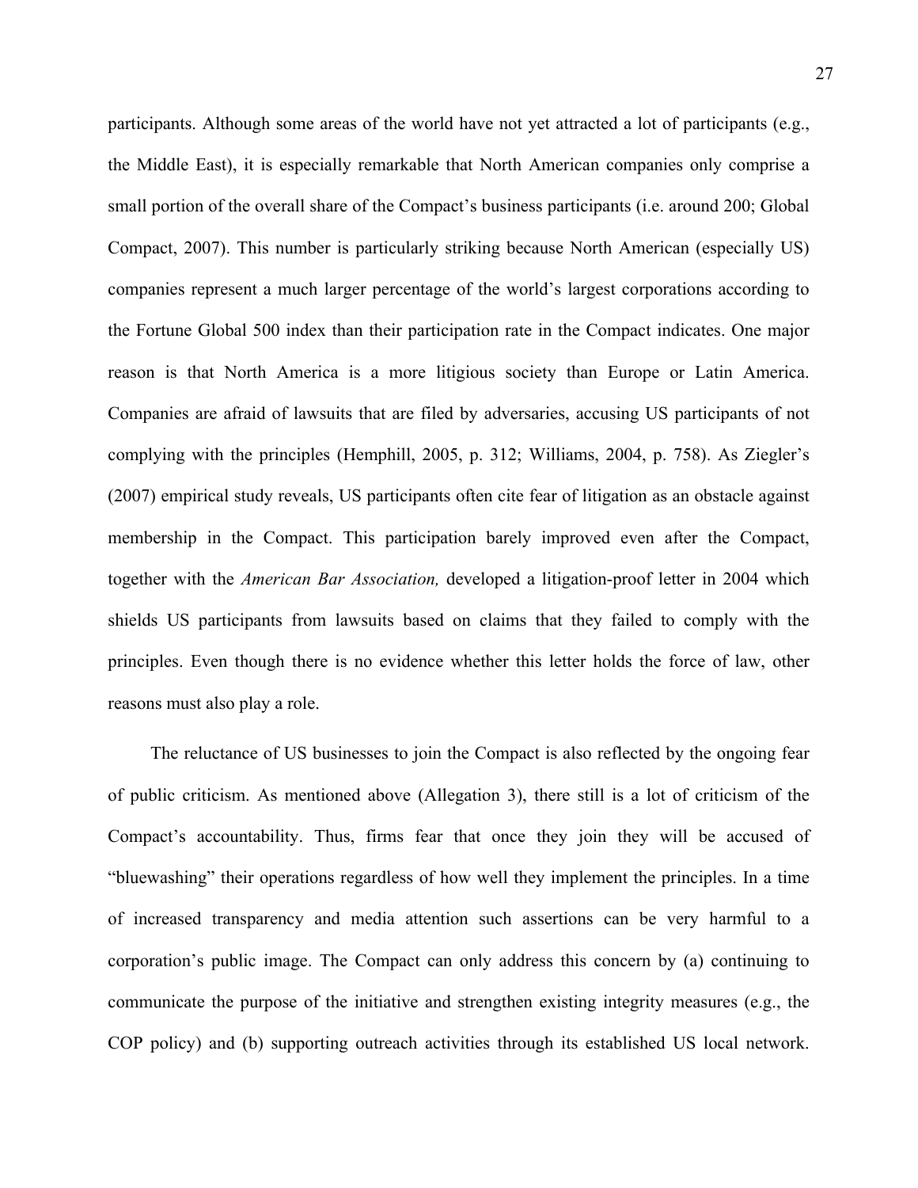participants. Although some areas of the world have not yet attracted a lot of participants (e.g., the Middle East), it is especially remarkable that North American companies only comprise a small portion of the overall share of the Compact's business participants (i.e. around 200; Global Compact, 2007). This number is particularly striking because North American (especially US) companies represent a much larger percentage of the world's largest corporations according to the Fortune Global 500 index than their participation rate in the Compact indicates. One major reason is that North America is a more litigious society than Europe or Latin America. Companies are afraid of lawsuits that are filed by adversaries, accusing US participants of not complying with the principles (Hemphill, 2005, p. 312; Williams, 2004, p. 758). As Ziegler's (2007) empirical study reveals, US participants often cite fear of litigation as an obstacle against membership in the Compact. This participation barely improved even after the Compact, together with the *American Bar Association,* developed a litigation-proof letter in 2004 which shields US participants from lawsuits based on claims that they failed to comply with the principles. Even though there is no evidence whether this letter holds the force of law, other reasons must also play a role.

The reluctance of US businesses to join the Compact is also reflected by the ongoing fear of public criticism. As mentioned above (Allegation 3), there still is a lot of criticism of the Compact's accountability. Thus, firms fear that once they join they will be accused of "bluewashing" their operations regardless of how well they implement the principles. In a time of increased transparency and media attention such assertions can be very harmful to a corporation's public image. The Compact can only address this concern by (a) continuing to communicate the purpose of the initiative and strengthen existing integrity measures (e.g., the COP policy) and (b) supporting outreach activities through its established US local network.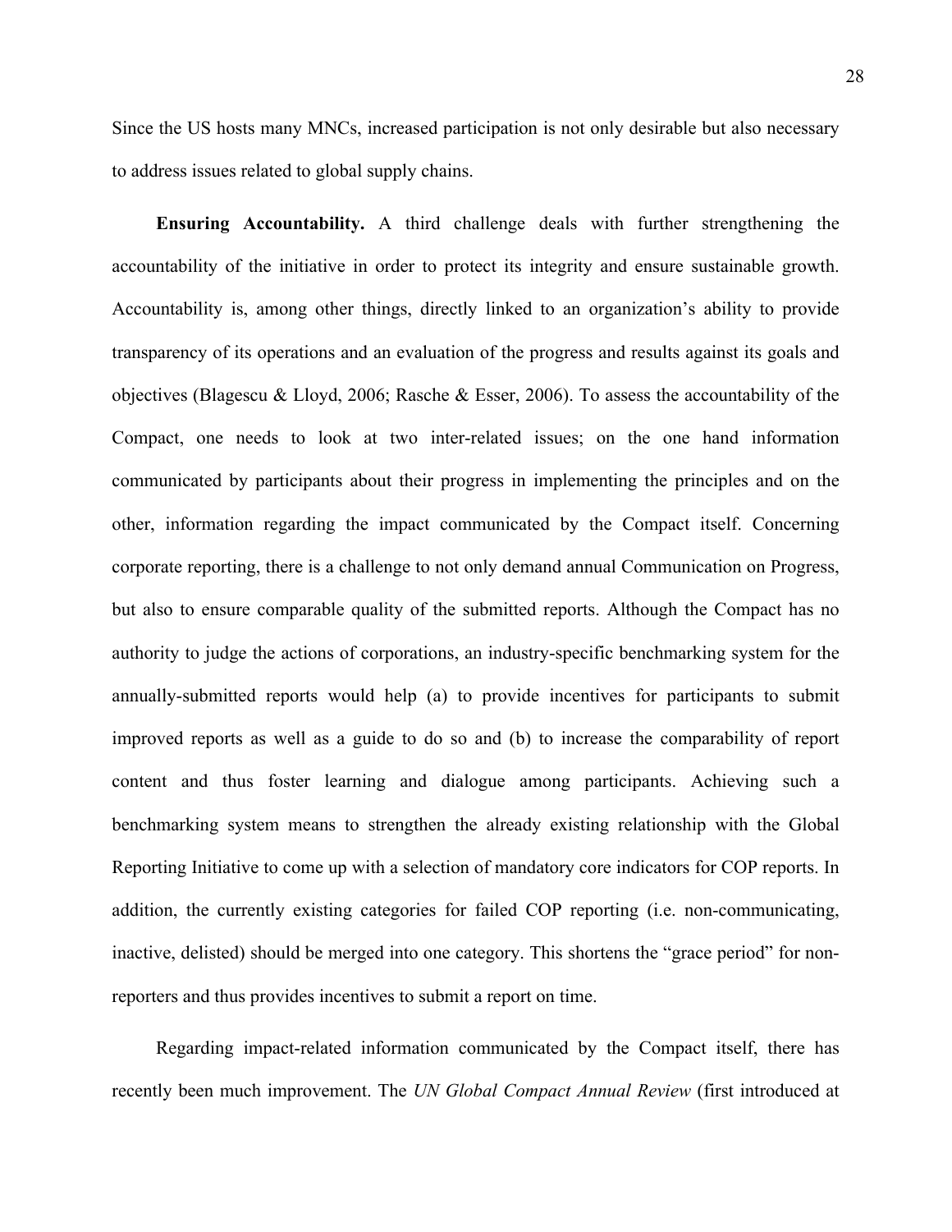Since the US hosts many MNCs, increased participation is not only desirable but also necessary to address issues related to global supply chains.

**Ensuring Accountability.** A third challenge deals with further strengthening the accountability of the initiative in order to protect its integrity and ensure sustainable growth. Accountability is, among other things, directly linked to an organization's ability to provide transparency of its operations and an evaluation of the progress and results against its goals and objectives (Blagescu & Lloyd, 2006; Rasche & Esser, 2006). To assess the accountability of the Compact, one needs to look at two inter-related issues; on the one hand information communicated by participants about their progress in implementing the principles and on the other, information regarding the impact communicated by the Compact itself. Concerning corporate reporting, there is a challenge to not only demand annual Communication on Progress, but also to ensure comparable quality of the submitted reports. Although the Compact has no authority to judge the actions of corporations, an industry-specific benchmarking system for the annually-submitted reports would help (a) to provide incentives for participants to submit improved reports as well as a guide to do so and (b) to increase the comparability of report content and thus foster learning and dialogue among participants. Achieving such a benchmarking system means to strengthen the already existing relationship with the Global Reporting Initiative to come up with a selection of mandatory core indicators for COP reports. In addition, the currently existing categories for failed COP reporting (i.e. non-communicating, inactive, delisted) should be merged into one category. This shortens the "grace period" for non-reporters and thus provides incentives to submit a report on time.

Regarding impact-related information communicated by the Compact itself, there has recently been much improvement. The *UN Global Compact Annual Review* (first introduced at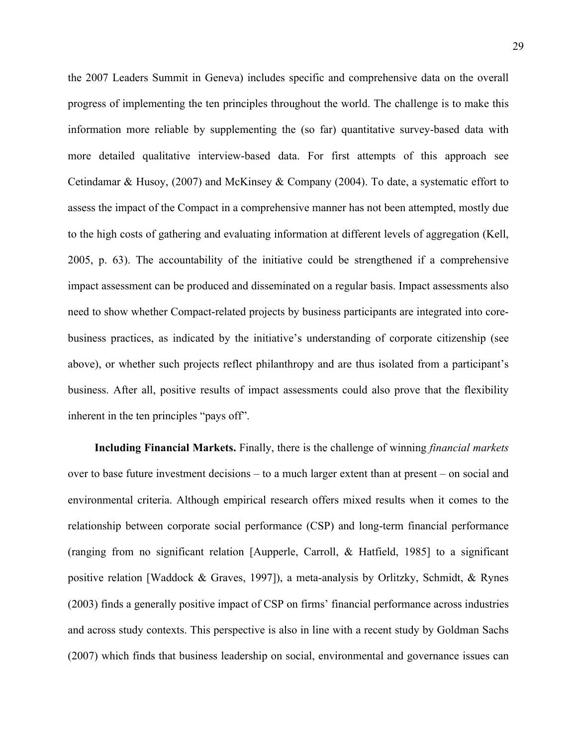the 2007 Leaders Summit in Geneva) includes specific and comprehensive data on the overall progress of implementing the ten principles throughout the world. The challenge is to make this information more reliable by supplementing the (so far) quantitative survey-based data with more detailed qualitative interview-based data. For first attempts of this approach see Cetindamar & Husoy, (2007) and McKinsey & Company (2004). To date, a systematic effort to assess the impact of the Compact in a comprehensive manner has not been attempted, mostly due to the high costs of gathering and evaluating information at different levels of aggregation (Kell, 2005, p. 63). The accountability of the initiative could be strengthened if a comprehensive impact assessment can be produced and disseminated on a regular basis. Impact assessments also need to show whether Compact-related projects by business participants are integrated into core-business practices, as indicated by the initiative's understanding of corporate citizenship (see above), or whether such projects reflect philanthropy and are thus isolated from a participant's business. After all, positive results of impact assessments could also prove that the flexibility inherent in the ten principles "pays off".

**Including Financial Markets.** Finally, there is the challenge of winning *financial markets* over to base future investment decisions – to a much larger extent than at present – on social and environmental criteria. Although empirical research offers mixed results when it comes to the relationship between corporate social performance (CSP) and long-term financial performance (ranging from no significant relation [Aupperle, Carroll, & Hatfield, 1985] to a significant positive relation [Waddock & Graves, 1997]), a meta-analysis by Orlitzky, Schmidt, & Rynes (2003) finds a generally positive impact of CSP on firms' financial performance across industries and across study contexts. This perspective is also in line with a recent study by Goldman Sachs (2007) which finds that business leadership on social, environmental and governance issues can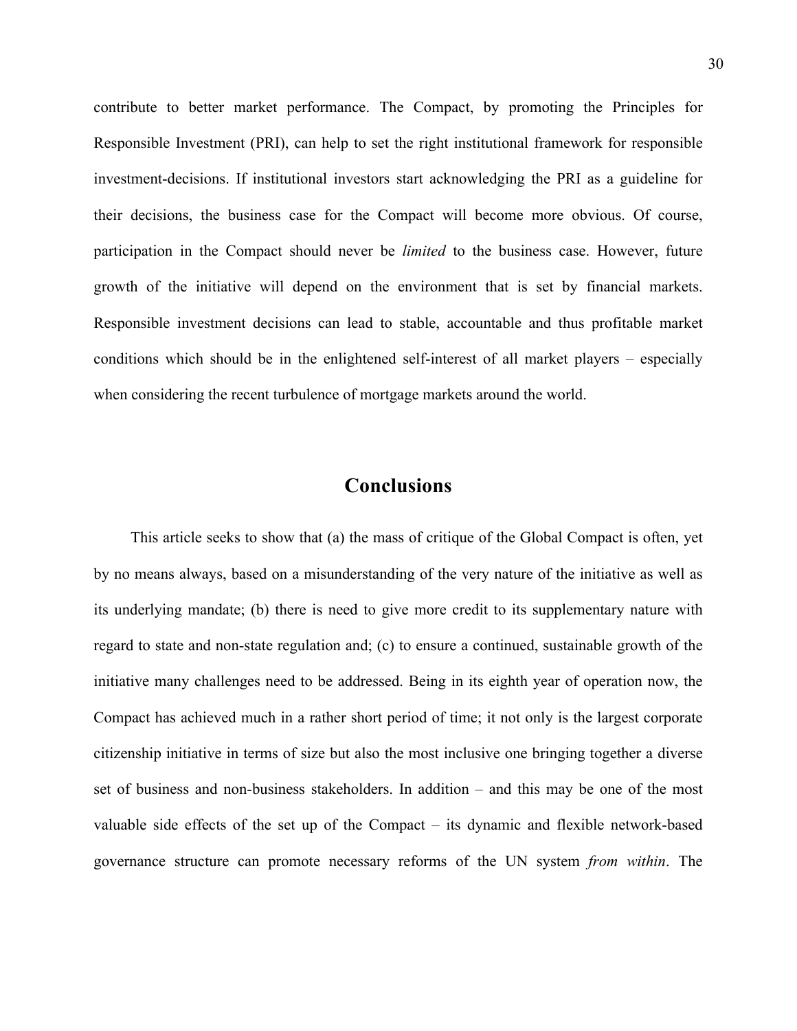contribute to better market performance. The Compact, by promoting the Principles for Responsible Investment (PRI), can help to set the right institutional framework for responsible investment-decisions. If institutional investors start acknowledging the PRI as a guideline for their decisions, the business case for the Compact will become more obvious. Of course, participation in the Compact should never be *limited* to the business case. However, future growth of the initiative will depend on the environment that is set by financial markets. Responsible investment decisions can lead to stable, accountable and thus profitable market conditions which should be in the enlightened self-interest of all market players – especially when considering the recent turbulence of mortgage markets around the world.

## Conclusions

This article seeks to show that (a) the mass of critique of the Global Compact is often, yet by no means always, based on a misunderstanding of the very nature of the initiative as well as its underlying mandate; (b) there is need to give more credit to its supplementary nature with regard to state and non-state regulation and; (c) to ensure a continued, sustainable growth of the initiative many challenges need to be addressed. Being in its eighth year of operation now, the Compact has achieved much in a rather short period of time; it not only is the largest corporate citizenship initiative in terms of size but also the most inclusive one bringing together a diverse set of business and non-business stakeholders. In addition – and this may be one of the most valuable side effects of the set up of the Compact – its dynamic and flexible network-based governance structure can promote necessary reforms of the UN system *from within*. The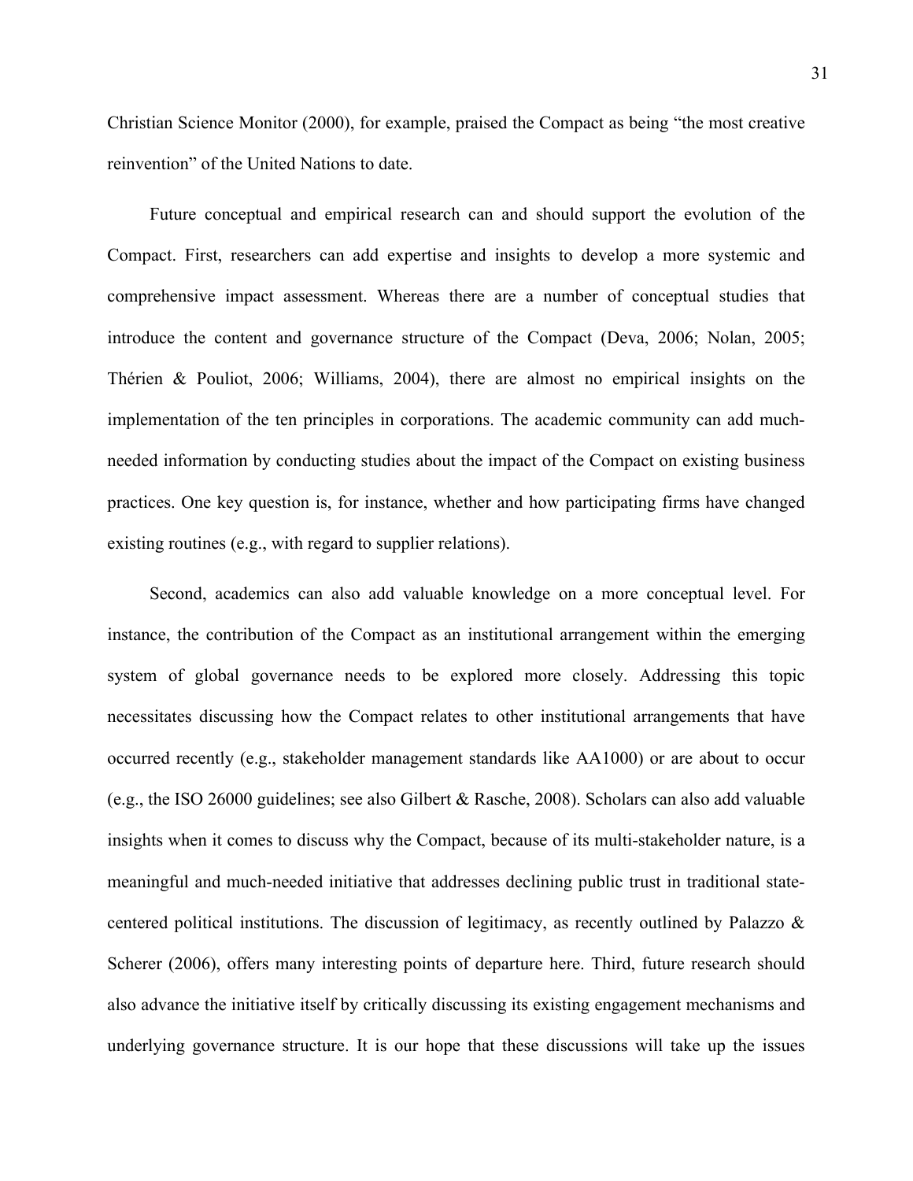Christian Science Monitor (2000), for example, praised the Compact as being "the most creative reinvention" of the United Nations to date.

Future conceptual and empirical research can and should support the evolution of the Compact. First, researchers can add expertise and insights to develop a more systemic and comprehensive impact assessment. Whereas there are a number of conceptual studies that introduce the content and governance structure of the Compact (Deva, 2006; Nolan, 2005; Thérien & Pouliot, 2006; Williams, 2004), there are almost no empirical insights on the implementation of the ten principles in corporations. The academic community can add much-needed information by conducting studies about the impact of the Compact on existing business practices. One key question is, for instance, whether and how participating firms have changed existing routines (e.g., with regard to supplier relations).

Second, academics can also add valuable knowledge on a more conceptual level. For instance, the contribution of the Compact as an institutional arrangement within the emerging system of global governance needs to be explored more closely. Addressing this topic necessitates discussing how the Compact relates to other institutional arrangements that have occurred recently (e.g., stakeholder management standards like AA1000) or are about to occur (e.g., the ISO 26000 guidelines; see also Gilbert & Rasche, 2008). Scholars can also add valuable insights when it comes to discuss why the Compact, because of its multi-stakeholder nature, is a meaningful and much-needed initiative that addresses declining public trust in traditional state-centered political institutions. The discussion of legitimacy, as recently outlined by Palazzo & Scherer (2006), offers many interesting points of departure here. Third, future research should also advance the initiative itself by critically discussing its existing engagement mechanisms and underlying governance structure. It is our hope that these discussions will take up the issues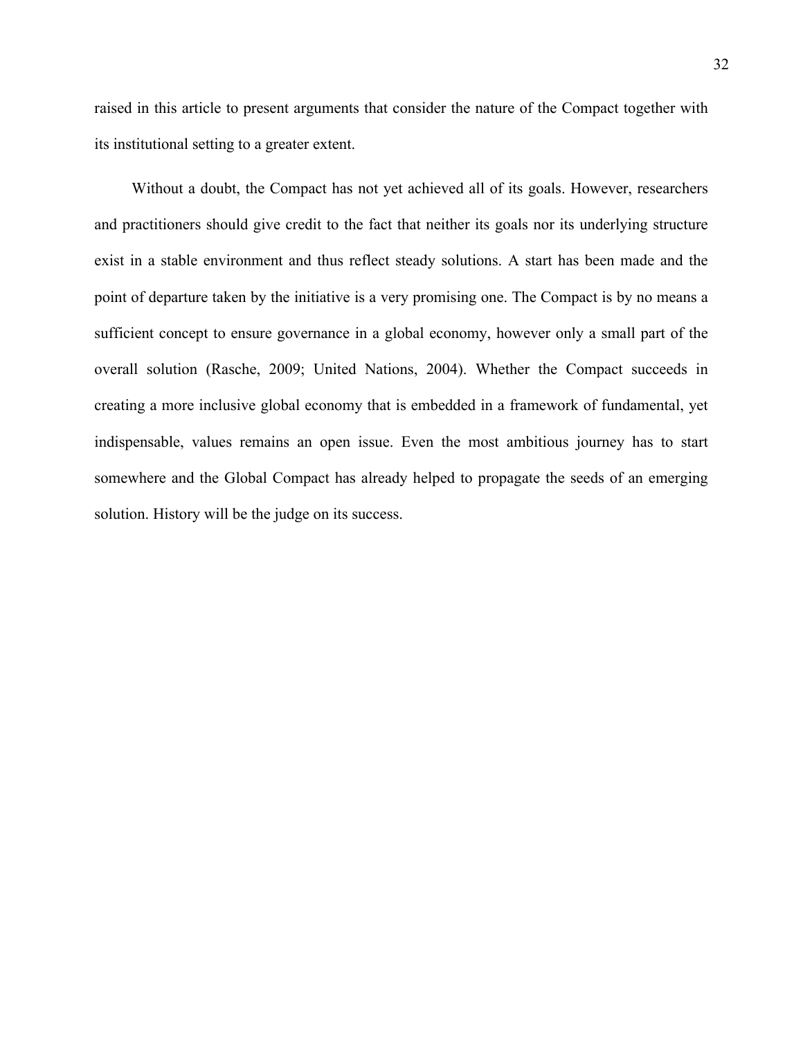raised in this article to present arguments that consider the nature of the Compact together with its institutional setting to a greater extent.

Without a doubt, the Compact has not yet achieved all of its goals. However, researchers and practitioners should give credit to the fact that neither its goals nor its underlying structure exist in a stable environment and thus reflect steady solutions. A start has been made and the point of departure taken by the initiative is a very promising one. The Compact is by no means a sufficient concept to ensure governance in a global economy, however only a small part of the overall solution (Rasche, 2009; United Nations, 2004). Whether the Compact succeeds in creating a more inclusive global economy that is embedded in a framework of fundamental, yet indispensable, values remains an open issue. Even the most ambitious journey has to start somewhere and the Global Compact has already helped to propagate the seeds of an emerging solution. History will be the judge on its success.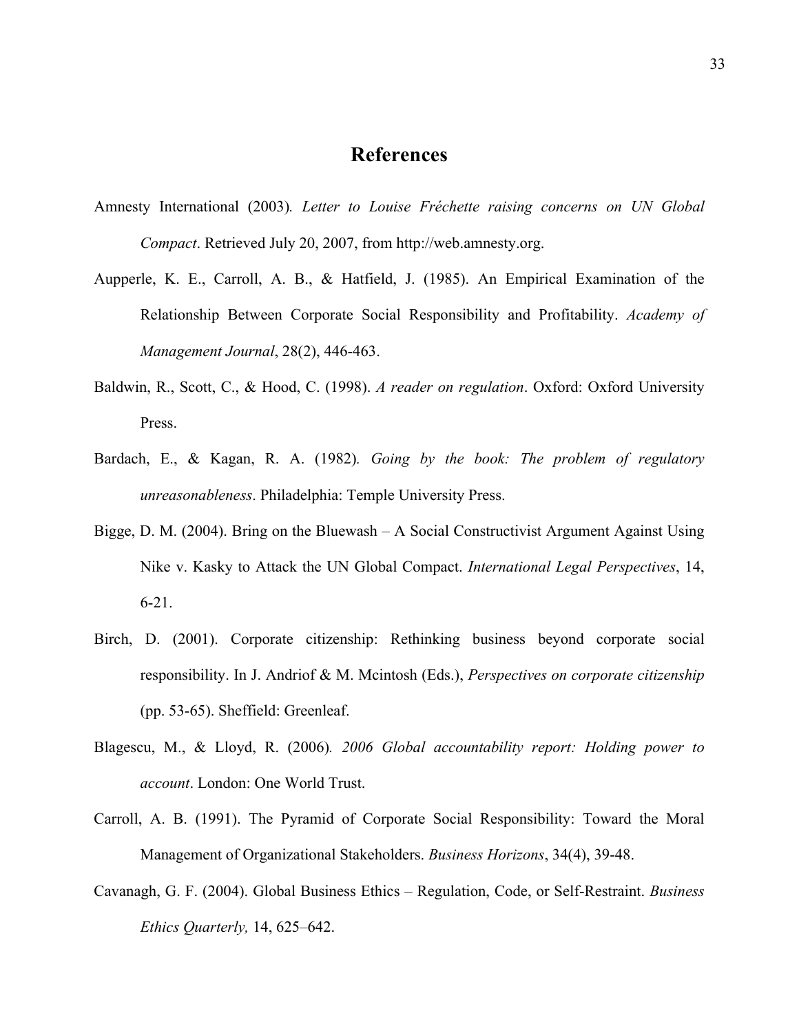# References

Amnesty International (2003). *Letter to Louise Fréchette raising concerns on UN Global Compact*. Retrieved July 20, 2007, from http://web.amnesty.org.

Aupperle, K. E., Carroll, A. B., & Hatfield, J. (1985). An Empirical Examination of the Relationship Between Corporate Social Responsibility and Profitability. *Academy of Management Journal*, 28(2), 446-463.

Baldwin, R., Scott, C., & Hood, C. (1998). *A reader on regulation*. Oxford: Oxford University Press.

Bardach, E., & Kagan, R. A. (1982). *Going by the book: The problem of regulatory unreasonableness*. Philadelphia: Temple University Press.

Bigge, D. M. (2004). Bring on the Bluewash – A Social Constructivist Argument Against Using Nike v. Kasky to Attack the UN Global Compact. *International Legal Perspectives*, 14, 6-21.

Birch, D. (2001). Corporate citizenship: Rethinking business beyond corporate social responsibility. In J. Andriof & M. Mcintosh (Eds.), *Perspectives on corporate citizenship* (pp. 53-65). Sheffield: Greenleaf.

Blagescu, M., & Lloyd, R. (2006). *2006 Global accountability report: Holding power to account*. London: One World Trust.

Carroll, A. B. (1991). The Pyramid of Corporate Social Responsibility: Toward the Moral Management of Organizational Stakeholders. *Business Horizons*, 34(4), 39-48.

Cavanagh, G. F. (2004). Global Business Ethics – Regulation, Code, or Self-Restraint. *Business Ethics Quarterly,* 14, 625–642.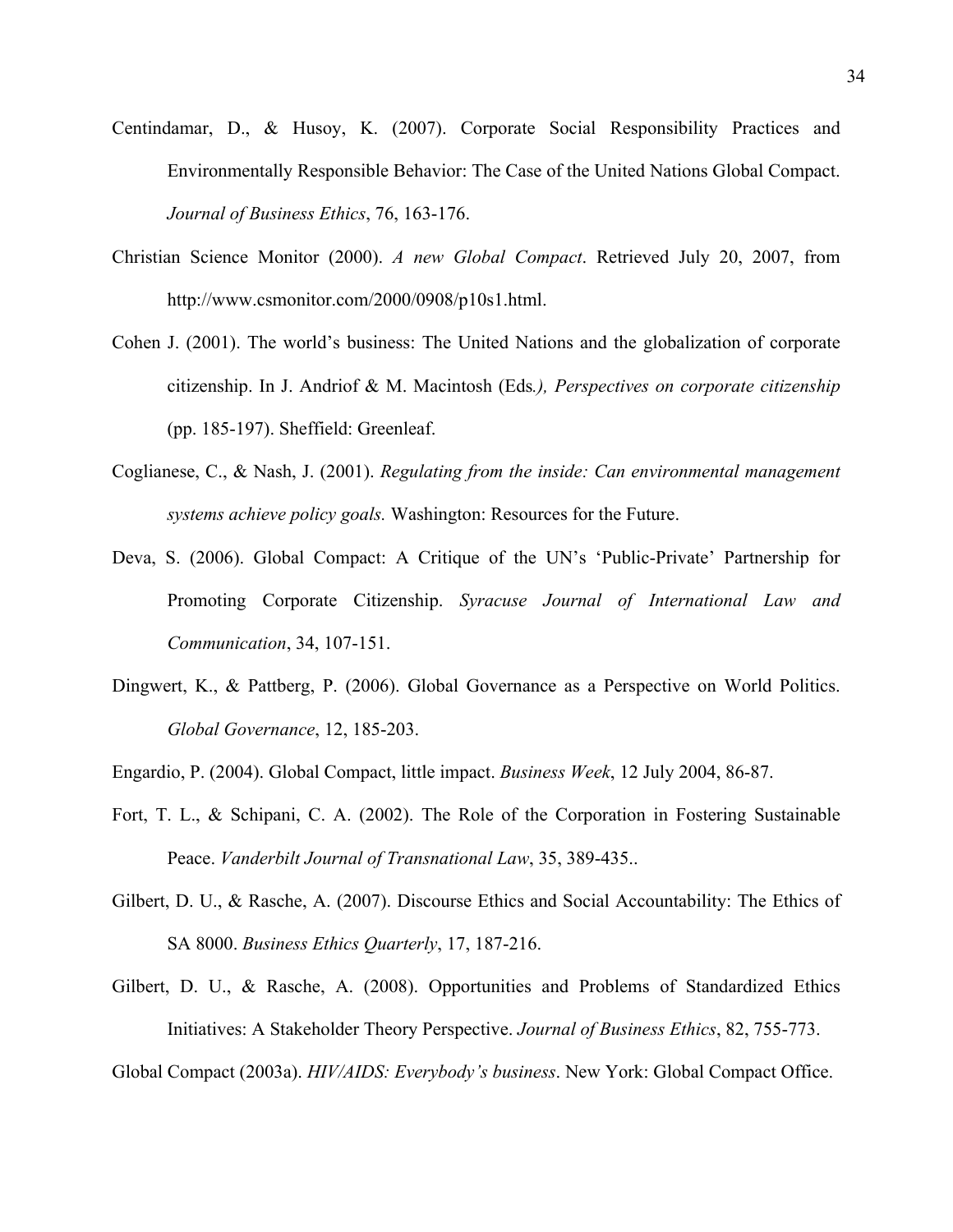Centindamar, D., & Husoy, K. (2007). Corporate Social Responsibility Practices and Environmentally Responsible Behavior: The Case of the United Nations Global Compact. *Journal of Business Ethics*, 76, 163-176.

Christian Science Monitor (2000). *A new Global Compact*. Retrieved July 20, 2007, from http://www.csmonitor.com/2000/0908/p10s1.html.

Cohen J. (2001). The world's business: The United Nations and the globalization of corporate citizenship. In J. Andriof & M. Macintosh (Eds*.), Perspectives on corporate citizenship* (pp. 185-197). Sheffield: Greenleaf.

Coglianese, C., & Nash, J. (2001). *Regulating from the inside: Can environmental management systems achieve policy goals.* Washington: Resources for the Future.

Deva, S. (2006). Global Compact: A Critique of the UN's 'Public-Private' Partnership for Promoting Corporate Citizenship. *Syracuse Journal of International Law and Communication*, 34, 107-151.

Dingwert, K., & Pattberg, P. (2006). Global Governance as a Perspective on World Politics. *Global Governance*, 12, 185-203.

Engardio, P. (2004). Global Compact, little impact. *Business Week*, 12 July 2004, 86-87.

Fort, T. L., & Schipani, C. A. (2002). The Role of the Corporation in Fostering Sustainable Peace. *Vanderbilt Journal of Transnational Law*, 35, 389-435..

Gilbert, D. U., & Rasche, A. (2007). Discourse Ethics and Social Accountability: The Ethics of SA 8000. *Business Ethics Quarterly*, 17, 187-216.

Gilbert, D. U., & Rasche, A. (2008). Opportunities and Problems of Standardized Ethics Initiatives: A Stakeholder Theory Perspective. *Journal of Business Ethics*, 82, 755-773.

Global Compact (2003a). *HIV/AIDS: Everybody's business*. New York: Global Compact Office.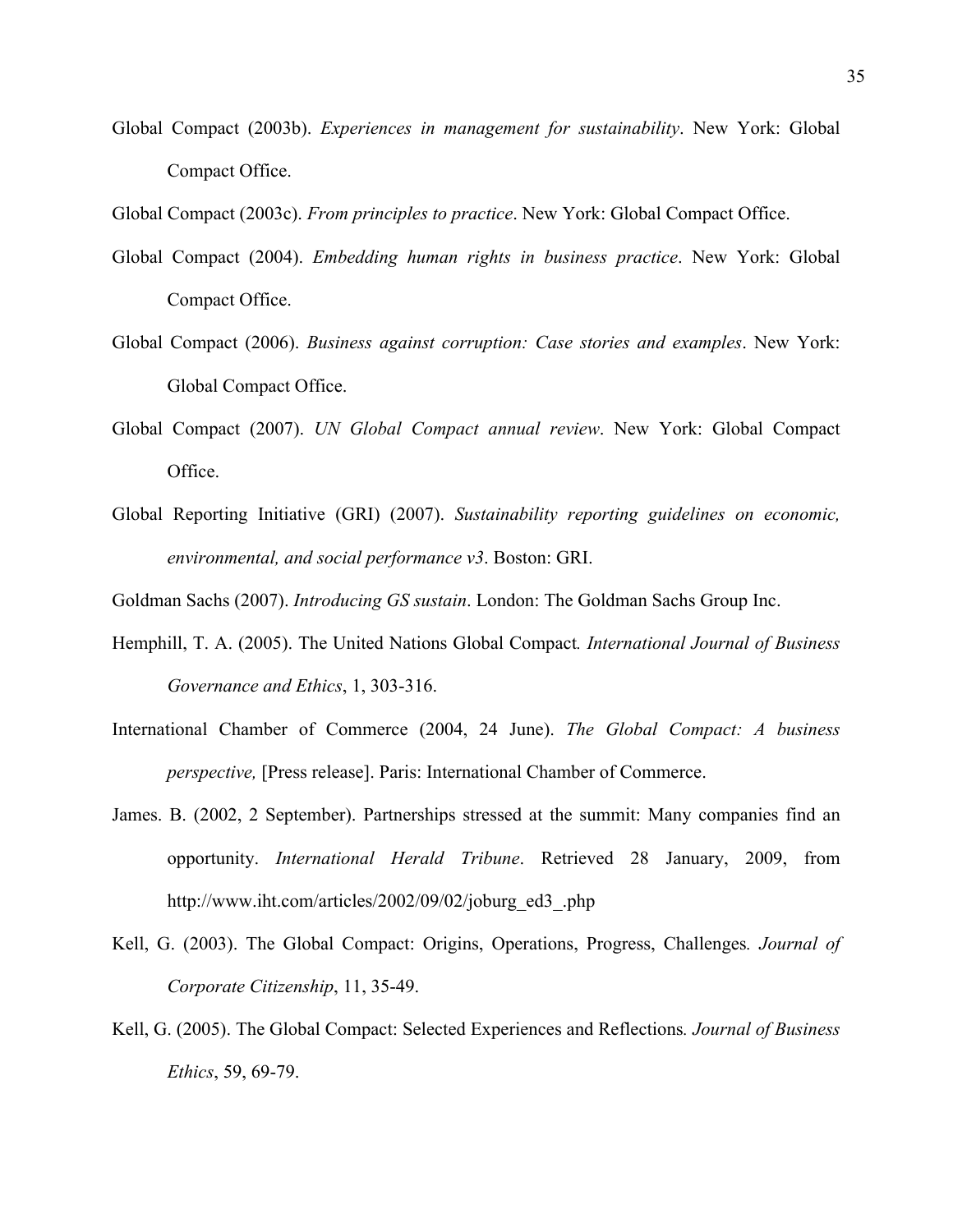Global Compact (2003b). *Experiences in management for sustainability*. New York: Global Compact Office.

Global Compact (2003c). *From principles to practice*. New York: Global Compact Office.

Global Compact (2004). *Embedding human rights in business practice*. New York: Global Compact Office.

Global Compact (2006). *Business against corruption: Case stories and examples*. New York: Global Compact Office.

Global Compact (2007). *UN Global Compact annual review*. New York: Global Compact Office.

Global Reporting Initiative (GRI) (2007). *Sustainability reporting guidelines on economic, environmental, and social performance v3*. Boston: GRI.

Goldman Sachs (2007). *Introducing GS sustain*. London: The Goldman Sachs Group Inc.

Hemphill, T. A. (2005). The United Nations Global Compact*. International Journal of Business Governance and Ethics*, 1, 303-316.

International Chamber of Commerce (2004, 24 June). *The Global Compact: A business perspective,* [Press release]. Paris: International Chamber of Commerce.

James. B. (2002, 2 September). Partnerships stressed at the summit: Many companies find an opportunity. *International Herald Tribune*. Retrieved 28 January, 2009, from http://www.iht.com/articles/2002/09/02/joburg_ed3_.php

Kell, G. (2003). The Global Compact: Origins, Operations, Progress, Challenges*. Journal of Corporate Citizenship*, 11, 35-49.

Kell, G. (2005). The Global Compact: Selected Experiences and Reflections*. Journal of Business Ethics*, 59, 69-79.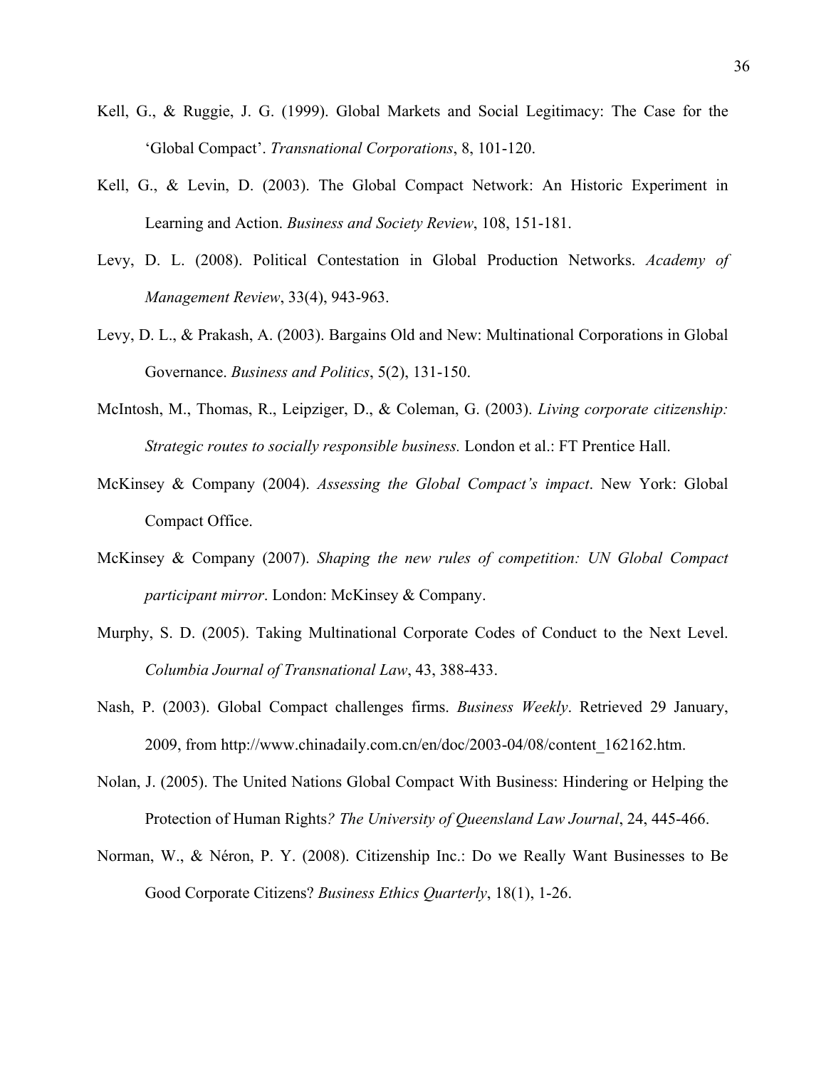Kell, G., & Ruggie, J. G. (1999). Global Markets and Social Legitimacy: The Case for the 'Global Compact'. *Transnational Corporations*, 8, 101-120.

Kell, G., & Levin, D. (2003). The Global Compact Network: An Historic Experiment in Learning and Action. *Business and Society Review*, 108, 151-181.

Levy, D. L. (2008). Political Contestation in Global Production Networks. *Academy of Management Review*, 33(4), 943-963.

Levy, D. L., & Prakash, A. (2003). Bargains Old and New: Multinational Corporations in Global Governance. *Business and Politics*, 5(2), 131-150.

McIntosh, M., Thomas, R., Leipziger, D., & Coleman, G. (2003). *Living corporate citizenship: Strategic routes to socially responsible business.* London et al.: FT Prentice Hall.

McKinsey & Company (2004). *Assessing the Global Compact's impact*. New York: Global Compact Office.

McKinsey & Company (2007). *Shaping the new rules of competition: UN Global Compact participant mirror*. London: McKinsey & Company.

Murphy, S. D. (2005). Taking Multinational Corporate Codes of Conduct to the Next Level. *Columbia Journal of Transnational Law*, 43, 388-433.

Nash, P. (2003). Global Compact challenges firms. *Business Weekly*. Retrieved 29 January, 2009, from http://www.chinadaily.com.cn/en/doc/2003-04/08/content_162162.htm.

Nolan, J. (2005). The United Nations Global Compact With Business: Hindering or Helping the Protection of Human Rights*? The University of Queensland Law Journal*, 24, 445-466.

Norman, W., & Néron, P. Y. (2008). Citizenship Inc.: Do we Really Want Businesses to Be Good Corporate Citizens? *Business Ethics Quarterly*, 18(1), 1-26.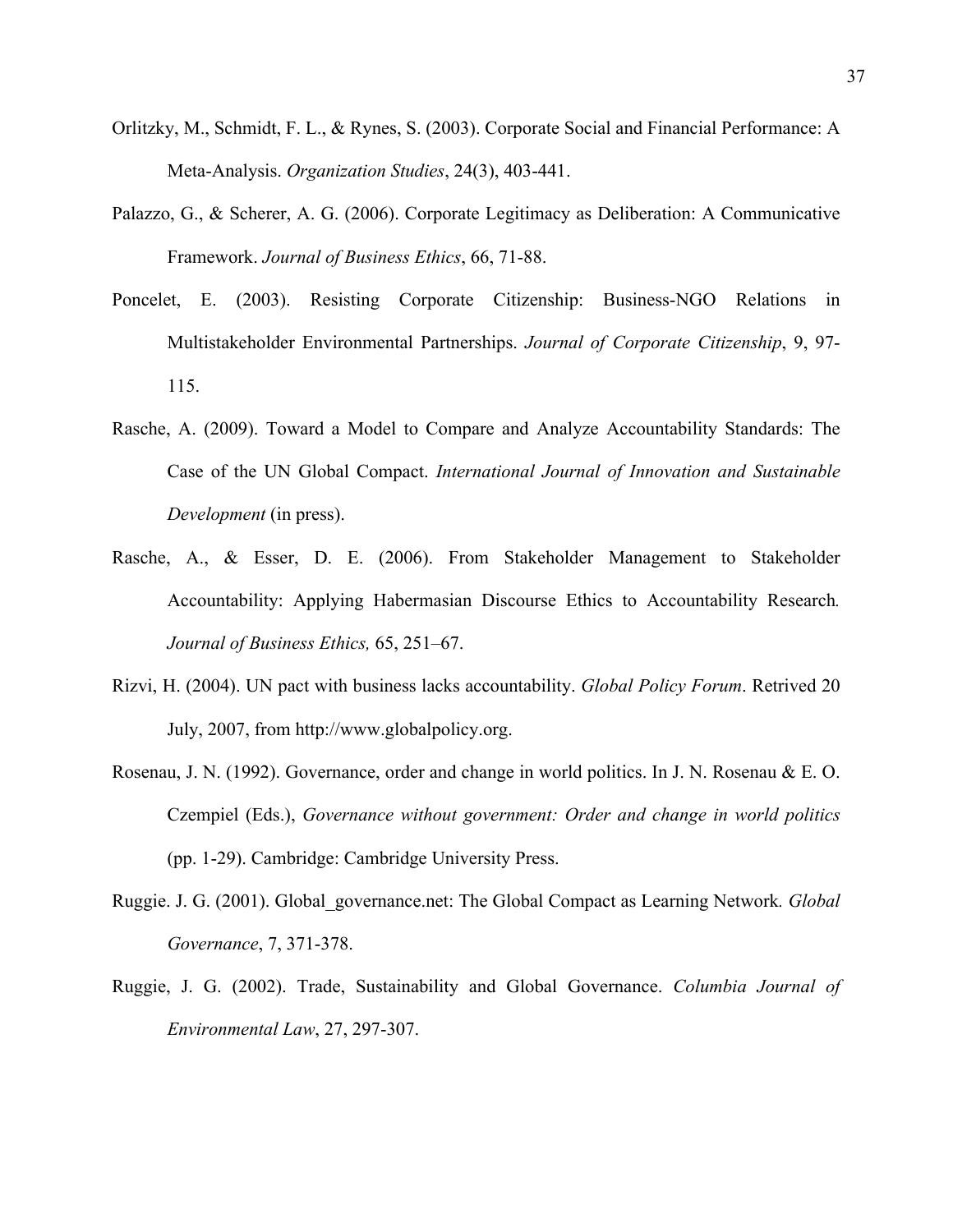Orlitzky, M., Schmidt, F. L., & Rynes, S. (2003). Corporate Social and Financial Performance: A Meta-Analysis. *Organization Studies*, 24(3), 403-441.

Palazzo, G., & Scherer, A. G. (2006). Corporate Legitimacy as Deliberation: A Communicative Framework. *Journal of Business Ethics*, 66, 71-88.

Poncelet, E. (2003). Resisting Corporate Citizenship: Business-NGO Relations in Multistakeholder Environmental Partnerships. *Journal of Corporate Citizenship*, 9, 97-115.

Rasche, A. (2009). Toward a Model to Compare and Analyze Accountability Standards: The Case of the UN Global Compact. *International Journal of Innovation and Sustainable Development* (in press).

Rasche, A., & Esser, D. E. (2006). From Stakeholder Management to Stakeholder Accountability: Applying Habermasian Discourse Ethics to Accountability Research*. Journal of Business Ethics,* 65, 251–67.

Rizvi, H. (2004). UN pact with business lacks accountability. *Global Policy Forum*. Retrived 20 July, 2007, from http://www.globalpolicy.org.

Rosenau, J. N. (1992). Governance, order and change in world politics. In J. N. Rosenau & E. O. Czempiel (Eds.), *Governance without government: Order and change in world politics* (pp. 1-29). Cambridge: Cambridge University Press.

Ruggie. J. G. (2001). Global_governance.net: The Global Compact as Learning Network. *Global Governance*, 7, 371-378.

Ruggie, J. G. (2002). Trade, Sustainability and Global Governance. *Columbia Journal of Environmental Law*, 27, 297-307.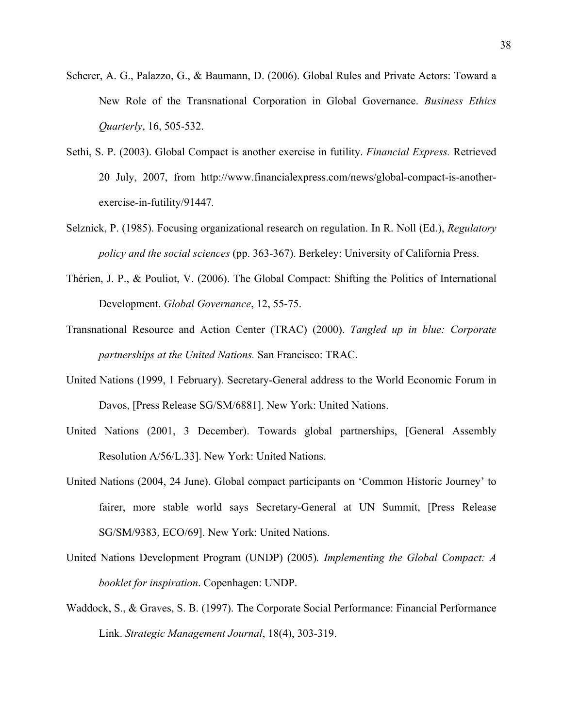Scherer, A. G., Palazzo, G., & Baumann, D. (2006). Global Rules and Private Actors: Toward a New Role of the Transnational Corporation in Global Governance. *Business Ethics Quarterly*, 16, 505-532.

Sethi, S. P. (2003). Global Compact is another exercise in futility. *Financial Express.* Retrieved 20 July, 2007, from http://www.financialexpress.com/news/global-compact-is-another-exercise-in-futility/91447.

Selznick, P. (1985). Focusing organizational research on regulation. In R. Noll (Ed.), *Regulatory policy and the social sciences* (pp. 363-367). Berkeley: University of California Press.

Thérien, J. P., & Pouliot, V. (2006). The Global Compact: Shifting the Politics of International Development. *Global Governance*, 12, 55-75.

Transnational Resource and Action Center (TRAC) (2000). *Tangled up in blue: Corporate partnerships at the United Nations.* San Francisco: TRAC.

United Nations (1999, 1 February). Secretary-General address to the World Economic Forum in Davos, [Press Release SG/SM/6881]. New York: United Nations.

United Nations (2001, 3 December). Towards global partnerships, [General Assembly Resolution A/56/L.33]. New York: United Nations.

United Nations (2004, 24 June). Global compact participants on 'Common Historic Journey' to fairer, more stable world says Secretary-General at UN Summit, [Press Release SG/SM/9383, ECO/69]. New York: United Nations.

United Nations Development Program (UNDP) (2005). *Implementing the Global Compact: A booklet for inspiration*. Copenhagen: UNDP.

Waddock, S., & Graves, S. B. (1997). The Corporate Social Performance: Financial Performance Link. *Strategic Management Journal*, 18(4), 303-319.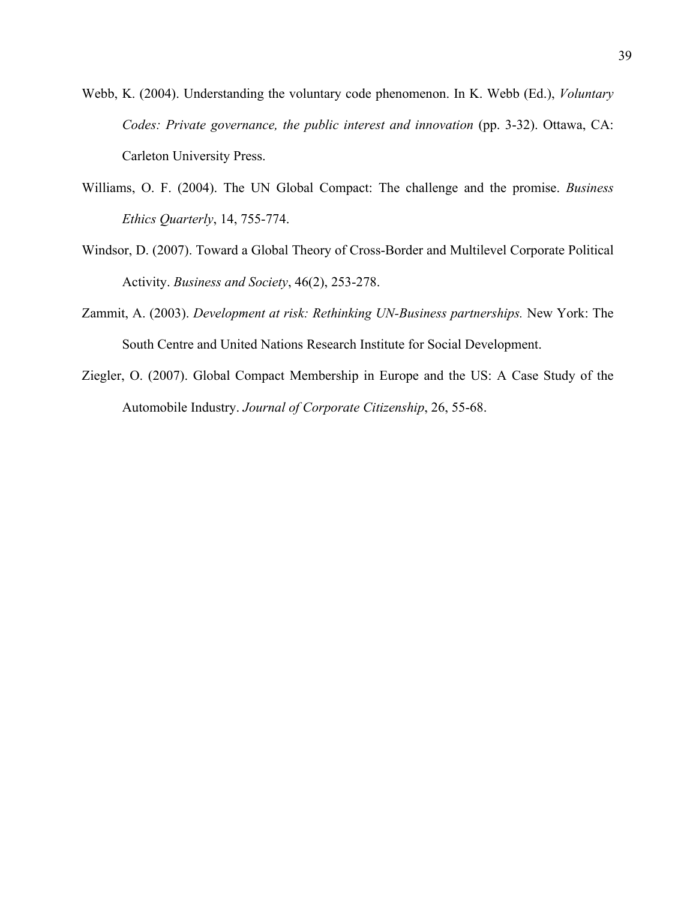Webb, K. (2004). Understanding the voluntary code phenomenon. In K. Webb (Ed.), *Voluntary Codes: Private governance, the public interest and innovation* (pp. 3-32). Ottawa, CA: Carleton University Press.

Williams, O. F. (2004). The UN Global Compact: The challenge and the promise. *Business Ethics Quarterly*, 14, 755-774.

Windsor, D. (2007). Toward a Global Theory of Cross-Border and Multilevel Corporate Political Activity. *Business and Society*, 46(2), 253-278.

Zammit, A. (2003). *Development at risk: Rethinking UN-Business partnerships.* New York: The South Centre and United Nations Research Institute for Social Development.

Ziegler, O. (2007). Global Compact Membership in Europe and the US: A Case Study of the Automobile Industry. *Journal of Corporate Citizenship*, 26, 55-68.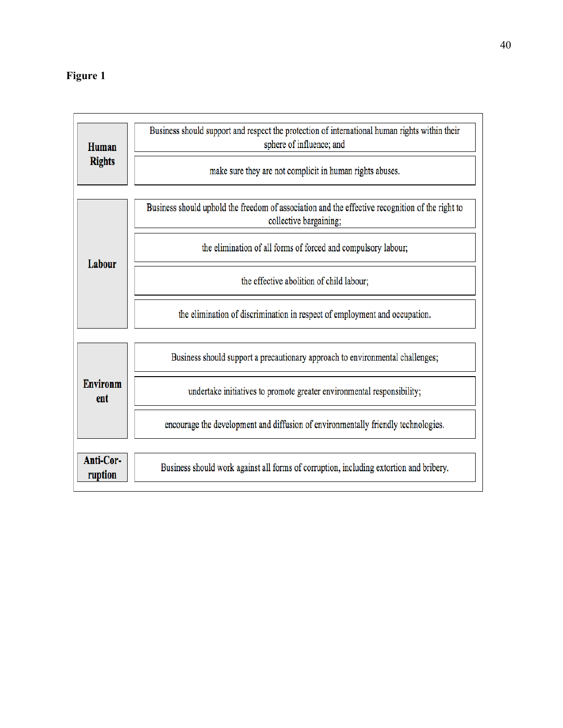**Figure 1**

| | |
|---|---|
| **Human Rights** | Business should support and respect the protection of international human rights within their sphere of influence; and |
| | make sure they are not complicit in human rights abuses. |
| **Labour** | Business should uphold the freedom of association and the effective recognition of the right to collective bargaining; |
| | the elimination of all forms of forced and compulsory labour; |
| | the effective abolition of child labour; |
| | the elimination of discrimination in respect of employment and occupation. |
| **Environment** | Business should support a precautionary approach to environmental challenges; |
| | undertake initiatives to promote greater environmental responsibility; |
| | encourage the development and diffusion of environmentally friendly technologies. |
| **Anti-Corruption** | Business should work against all forms of corruption, including extortion and bribery. |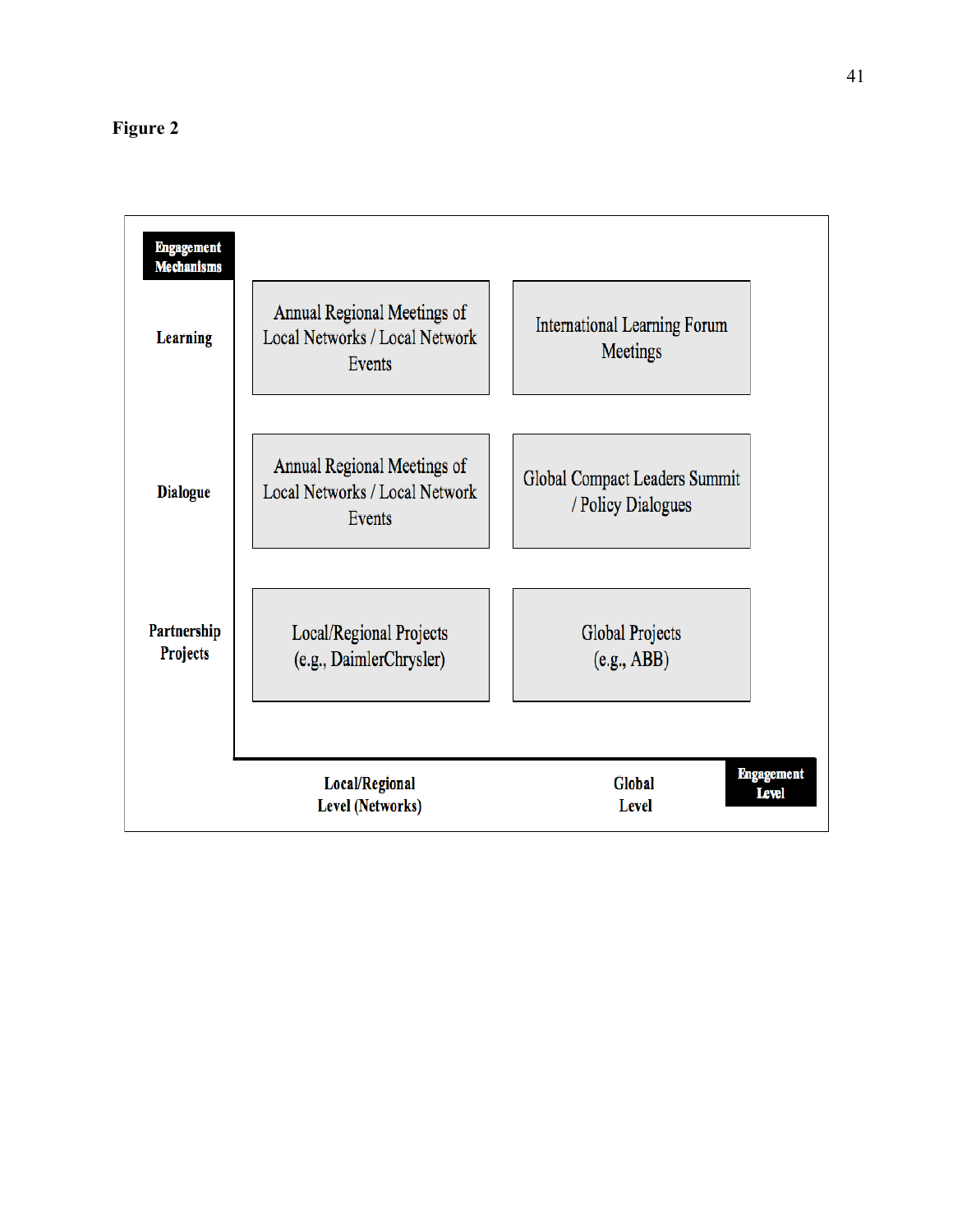**Figure 2**

Engagement Mechanisms

Learning

Annual Regional Meetings of Local Networks / Local Network Events

International Learning Forum Meetings

Dialogue

Annual Regional Meetings of Local Networks / Local Network Events

Global Compact Leaders Summit / Policy Dialogues

Partnership Projects

Local/Regional Projects (e.g., DaimlerChrysler)

Global Projects (e.g., ABB)

Local/Regional Level (Networks)

Global Level

Engagement Level